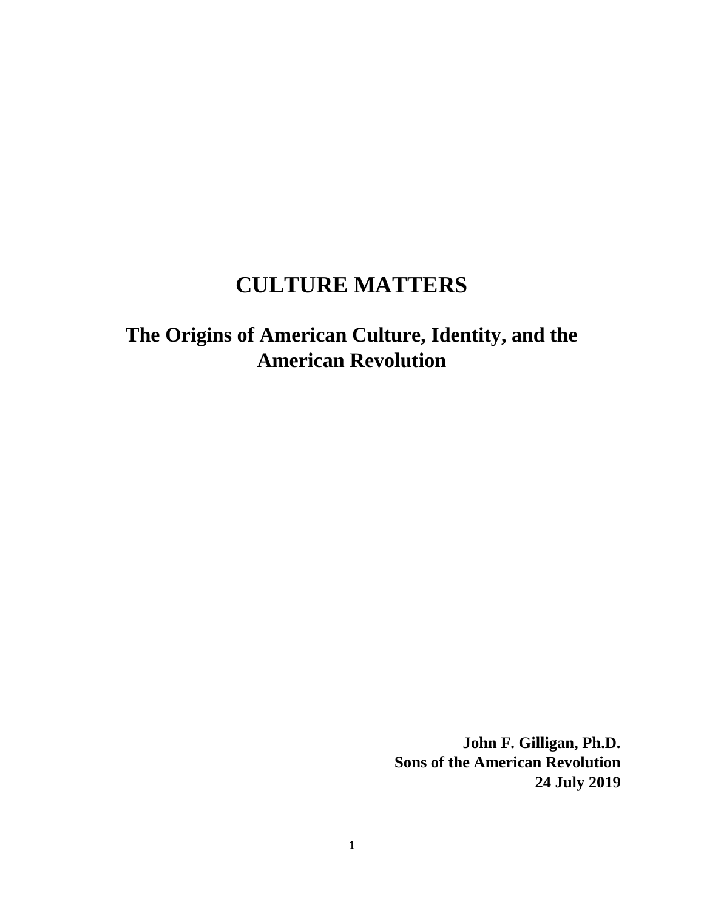# CULTURE MATTERS

## The Origins of American Culture, Identity, and the American Revolution

**John F. Gilligan, Ph.D.**
**Sons of the American Revolution**
**24 July 2019**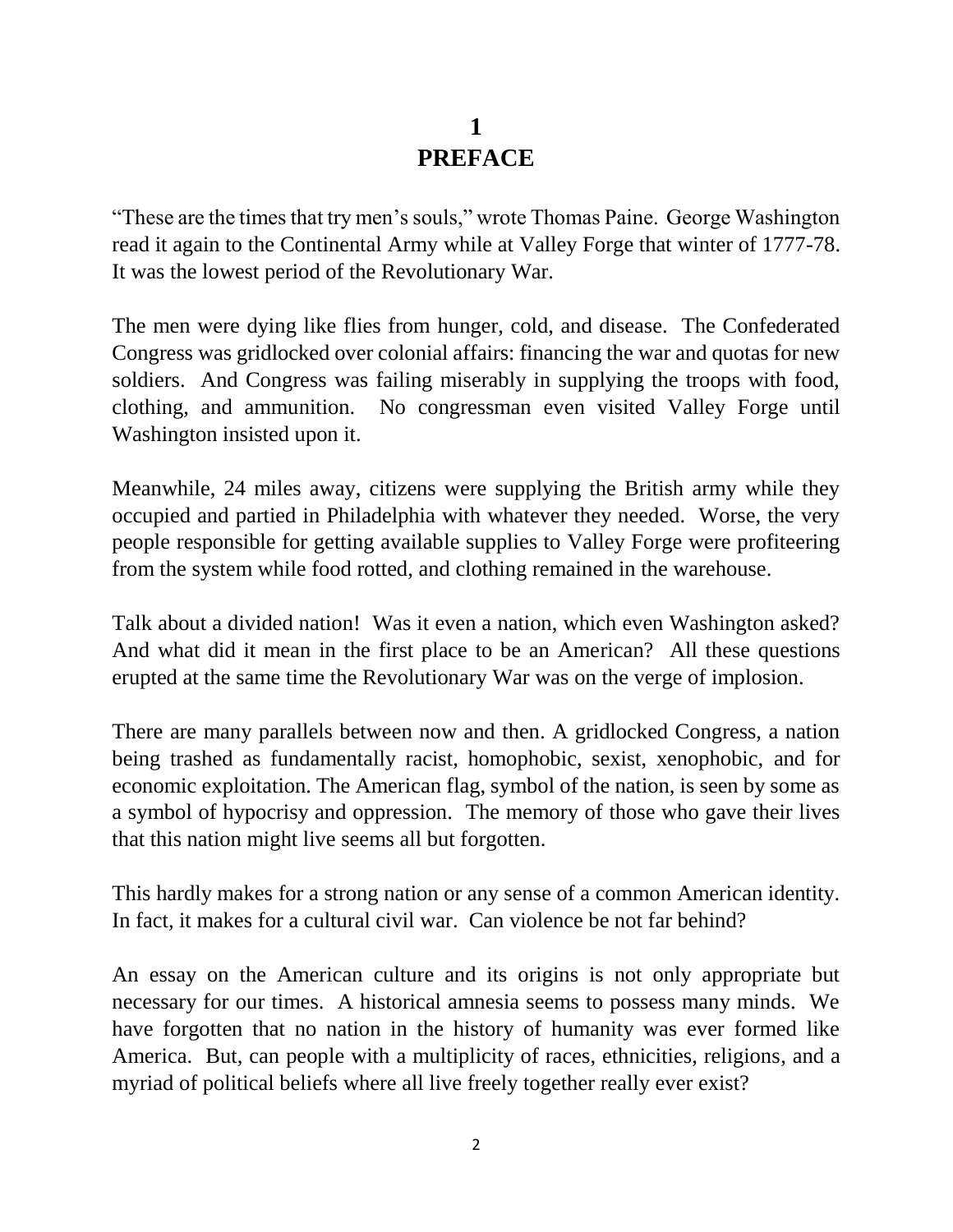# 1
# PREFACE

"These are the times that try men's souls," wrote Thomas Paine. George Washington read it again to the Continental Army while at Valley Forge that winter of 1777-78. It was the lowest period of the Revolutionary War.

The men were dying like flies from hunger, cold, and disease. The Confederated Congress was gridlocked over colonial affairs: financing the war and quotas for new soldiers. And Congress was failing miserably in supplying the troops with food, clothing, and ammunition. No congressman even visited Valley Forge until Washington insisted upon it.

Meanwhile, 24 miles away, citizens were supplying the British army while they occupied and partied in Philadelphia with whatever they needed. Worse, the very people responsible for getting available supplies to Valley Forge were profiteering from the system while food rotted, and clothing remained in the warehouse.

Talk about a divided nation! Was it even a nation, which even Washington asked? And what did it mean in the first place to be an American? All these questions erupted at the same time the Revolutionary War was on the verge of implosion.

There are many parallels between now and then. A gridlocked Congress, a nation being trashed as fundamentally racist, homophobic, sexist, xenophobic, and for economic exploitation. The American flag, symbol of the nation, is seen by some as a symbol of hypocrisy and oppression. The memory of those who gave their lives that this nation might live seems all but forgotten.

This hardly makes for a strong nation or any sense of a common American identity. In fact, it makes for a cultural civil war. Can violence be not far behind?

An essay on the American culture and its origins is not only appropriate but necessary for our times. A historical amnesia seems to possess many minds. We have forgotten that no nation in the history of humanity was ever formed like America. But, can people with a multiplicity of races, ethnicities, religions, and a myriad of political beliefs where all live freely together really ever exist?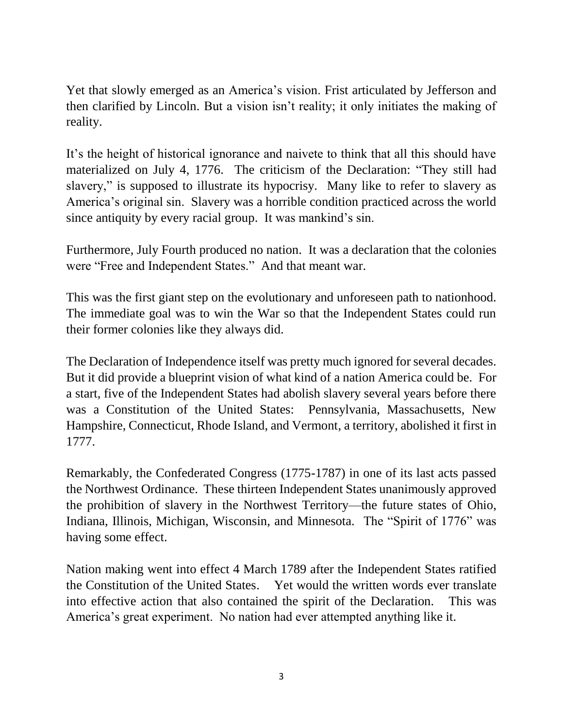Yet that slowly emerged as an America's vision. Frist articulated by Jefferson and then clarified by Lincoln. But a vision isn't reality; it only initiates the making of reality.

It's the height of historical ignorance and naivete to think that all this should have materialized on July 4, 1776. The criticism of the Declaration: "They still had slavery," is supposed to illustrate its hypocrisy. Many like to refer to slavery as America's original sin. Slavery was a horrible condition practiced across the world since antiquity by every racial group. It was mankind's sin.

Furthermore, July Fourth produced no nation. It was a declaration that the colonies were "Free and Independent States." And that meant war.

This was the first giant step on the evolutionary and unforeseen path to nationhood. The immediate goal was to win the War so that the Independent States could run their former colonies like they always did.

The Declaration of Independence itself was pretty much ignored for several decades. But it did provide a blueprint vision of what kind of a nation America could be. For a start, five of the Independent States had abolish slavery several years before there was a Constitution of the United States: Pennsylvania, Massachusetts, New Hampshire, Connecticut, Rhode Island, and Vermont, a territory, abolished it first in 1777.

Remarkably, the Confederated Congress (1775-1787) in one of its last acts passed the Northwest Ordinance. These thirteen Independent States unanimously approved the prohibition of slavery in the Northwest Territory—the future states of Ohio, Indiana, Illinois, Michigan, Wisconsin, and Minnesota. The "Spirit of 1776" was having some effect.

Nation making went into effect 4 March 1789 after the Independent States ratified the Constitution of the United States. Yet would the written words ever translate into effective action that also contained the spirit of the Declaration. This was America's great experiment. No nation had ever attempted anything like it.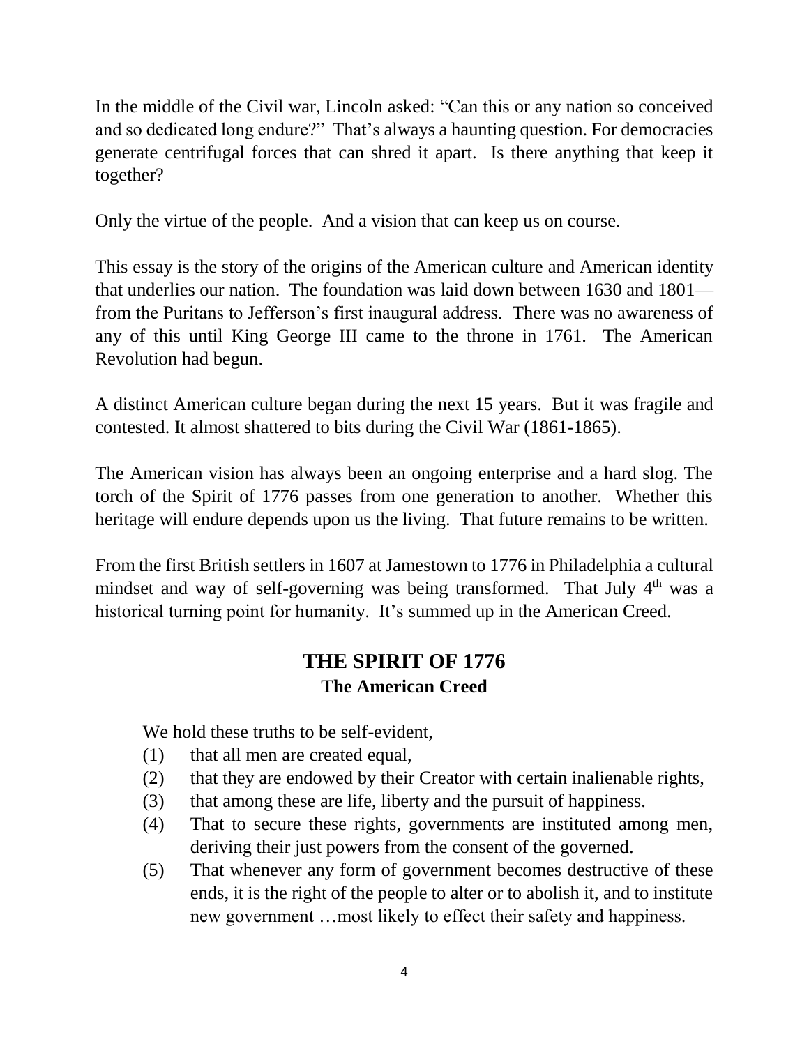In the middle of the Civil war, Lincoln asked: "Can this or any nation so conceived and so dedicated long endure?" That's always a haunting question. For democracies generate centrifugal forces that can shred it apart. Is there anything that keep it together?

Only the virtue of the people. And a vision that can keep us on course.

This essay is the story of the origins of the American culture and American identity that underlies our nation. The foundation was laid down between 1630 and 1801—from the Puritans to Jefferson's first inaugural address. There was no awareness of any of this until King George III came to the throne in 1761. The American Revolution had begun.

A distinct American culture began during the next 15 years. But it was fragile and contested. It almost shattered to bits during the Civil War (1861-1865).

The American vision has always been an ongoing enterprise and a hard slog. The torch of the Spirit of 1776 passes from one generation to another. Whether this heritage will endure depends upon us the living. That future remains to be written.

From the first British settlers in 1607 at Jamestown to 1776 in Philadelphia a cultural mindset and way of self-governing was being transformed. That July 4th was a historical turning point for humanity. It's summed up in the American Creed.

## THE SPIRIT OF 1776

### The American Creed

We hold these truths to be self-evident,

(1) that all men are created equal,

(2) that they are endowed by their Creator with certain inalienable rights,

(3) that among these are life, liberty and the pursuit of happiness.

(4) That to secure these rights, governments are instituted among men, deriving their just powers from the consent of the governed.

(5) That whenever any form of government becomes destructive of these ends, it is the right of the people to alter or to abolish it, and to institute new government …most likely to effect their safety and happiness.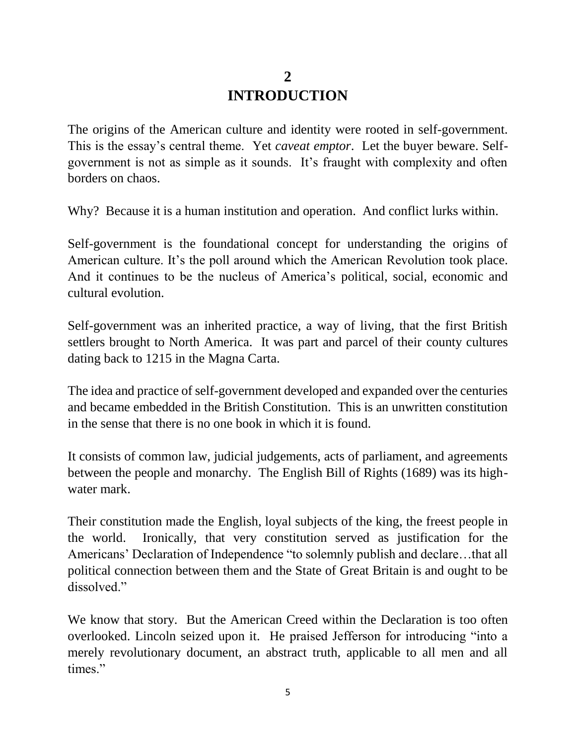# 2
# INTRODUCTION

The origins of the American culture and identity were rooted in self-government. This is the essay's central theme. Yet *caveat emptor*. Let the buyer beware. Self-government is not as simple as it sounds. It's fraught with complexity and often borders on chaos.

Why? Because it is a human institution and operation. And conflict lurks within.

Self-government is the foundational concept for understanding the origins of American culture. It's the poll around which the American Revolution took place. And it continues to be the nucleus of America's political, social, economic and cultural evolution.

Self-government was an inherited practice, a way of living, that the first British settlers brought to North America. It was part and parcel of their county cultures dating back to 1215 in the Magna Carta.

The idea and practice of self-government developed and expanded over the centuries and became embedded in the British Constitution. This is an unwritten constitution in the sense that there is no one book in which it is found.

It consists of common law, judicial judgements, acts of parliament, and agreements between the people and monarchy. The English Bill of Rights (1689) was its high-water mark.

Their constitution made the English, loyal subjects of the king, the freest people in the world. Ironically, that very constitution served as justification for the Americans' Declaration of Independence "to solemnly publish and declare…that all political connection between them and the State of Great Britain is and ought to be dissolved."

We know that story. But the American Creed within the Declaration is too often overlooked. Lincoln seized upon it. He praised Jefferson for introducing "into a merely revolutionary document, an abstract truth, applicable to all men and all times."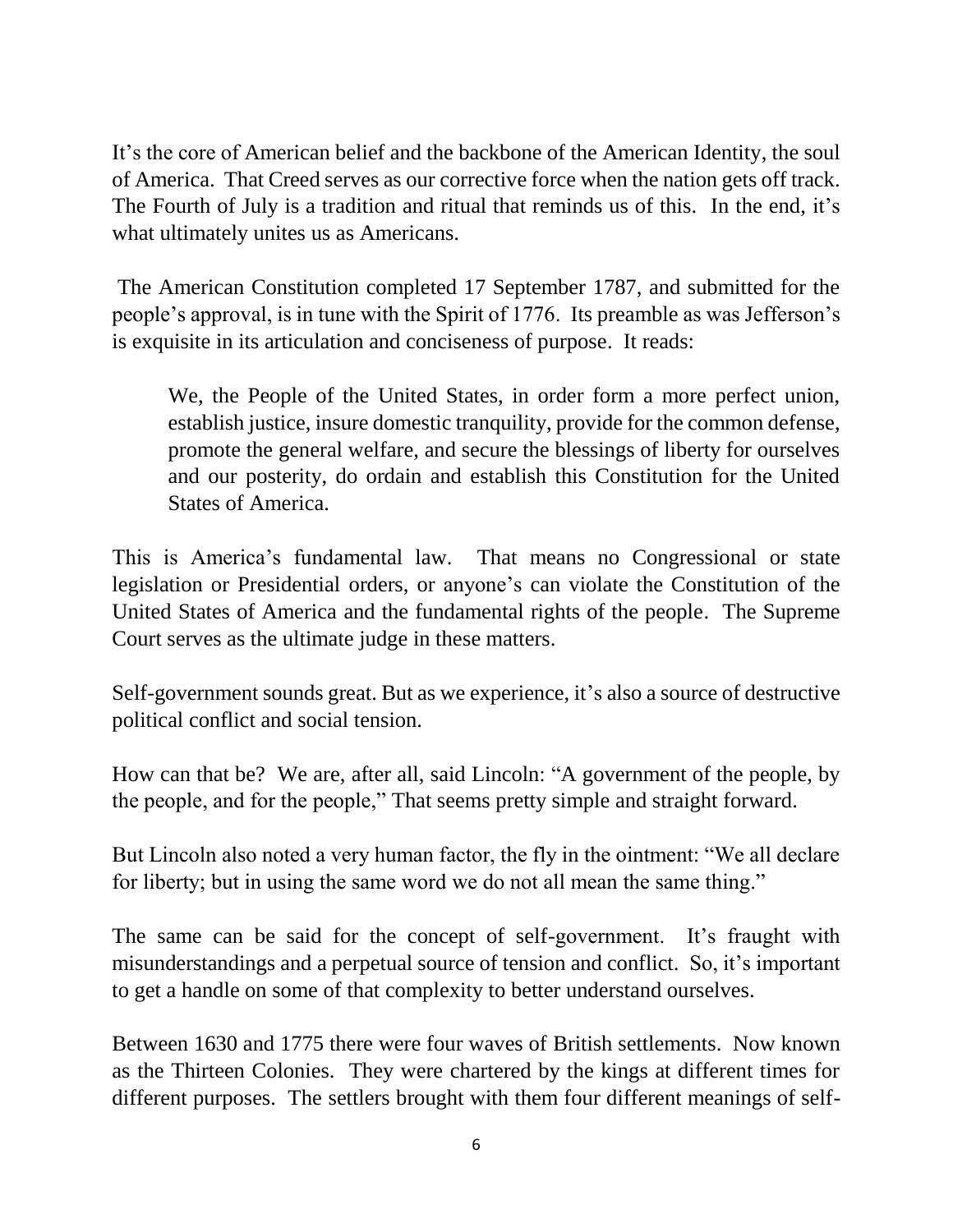It's the core of American belief and the backbone of the American Identity, the soul of America. That Creed serves as our corrective force when the nation gets off track. The Fourth of July is a tradition and ritual that reminds us of this. In the end, it's what ultimately unites us as Americans.

The American Constitution completed 17 September 1787, and submitted for the people's approval, is in tune with the Spirit of 1776. Its preamble as was Jefferson's is exquisite in its articulation and conciseness of purpose. It reads:

> We, the People of the United States, in order form a more perfect union, establish justice, insure domestic tranquility, provide for the common defense, promote the general welfare, and secure the blessings of liberty for ourselves and our posterity, do ordain and establish this Constitution for the United States of America.

This is America's fundamental law. That means no Congressional or state legislation or Presidential orders, or anyone's can violate the Constitution of the United States of America and the fundamental rights of the people. The Supreme Court serves as the ultimate judge in these matters.

Self-government sounds great. But as we experience, it's also a source of destructive political conflict and social tension.

How can that be? We are, after all, said Lincoln: "A government of the people, by the people, and for the people," That seems pretty simple and straight forward.

But Lincoln also noted a very human factor, the fly in the ointment: "We all declare for liberty; but in using the same word we do not all mean the same thing."

The same can be said for the concept of self-government. It's fraught with misunderstandings and a perpetual source of tension and conflict. So, it's important to get a handle on some of that complexity to better understand ourselves.

Between 1630 and 1775 there were four waves of British settlements. Now known as the Thirteen Colonies. They were chartered by the kings at different times for different purposes. The settlers brought with them four different meanings of self-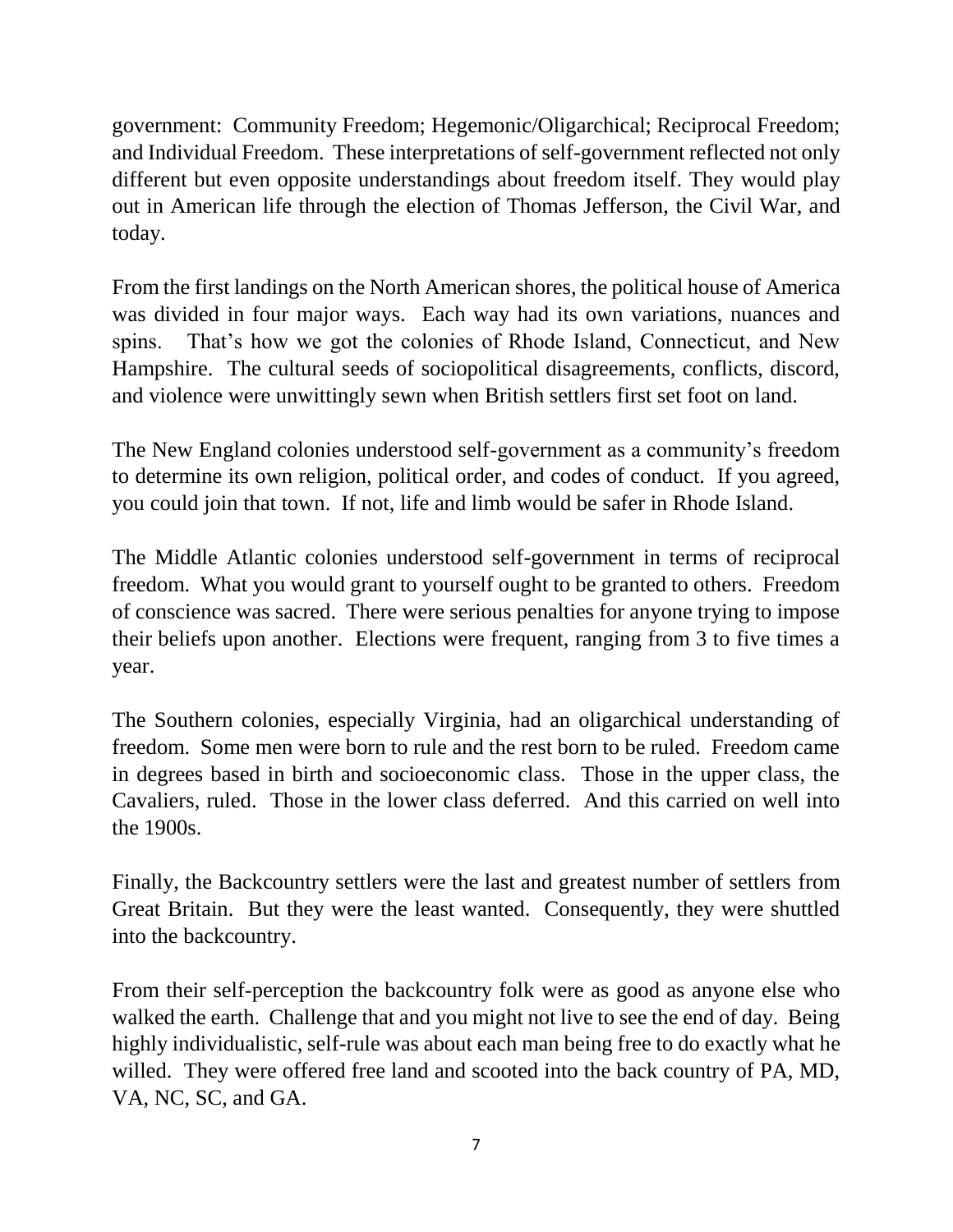government: Community Freedom; Hegemonic/Oligarchical; Reciprocal Freedom; and Individual Freedom. These interpretations of self-government reflected not only different but even opposite understandings about freedom itself. They would play out in American life through the election of Thomas Jefferson, the Civil War, and today.

From the first landings on the North American shores, the political house of America was divided in four major ways. Each way had its own variations, nuances and spins. That's how we got the colonies of Rhode Island, Connecticut, and New Hampshire. The cultural seeds of sociopolitical disagreements, conflicts, discord, and violence were unwittingly sewn when British settlers first set foot on land.

The New England colonies understood self-government as a community's freedom to determine its own religion, political order, and codes of conduct. If you agreed, you could join that town. If not, life and limb would be safer in Rhode Island.

The Middle Atlantic colonies understood self-government in terms of reciprocal freedom. What you would grant to yourself ought to be granted to others. Freedom of conscience was sacred. There were serious penalties for anyone trying to impose their beliefs upon another. Elections were frequent, ranging from 3 to five times a year.

The Southern colonies, especially Virginia, had an oligarchical understanding of freedom. Some men were born to rule and the rest born to be ruled. Freedom came in degrees based in birth and socioeconomic class. Those in the upper class, the Cavaliers, ruled. Those in the lower class deferred. And this carried on well into the 1900s.

Finally, the Backcountry settlers were the last and greatest number of settlers from Great Britain. But they were the least wanted. Consequently, they were shuttled into the backcountry.

From their self-perception the backcountry folk were as good as anyone else who walked the earth. Challenge that and you might not live to see the end of day. Being highly individualistic, self-rule was about each man being free to do exactly what he willed. They were offered free land and scooted into the back country of PA, MD, VA, NC, SC, and GA.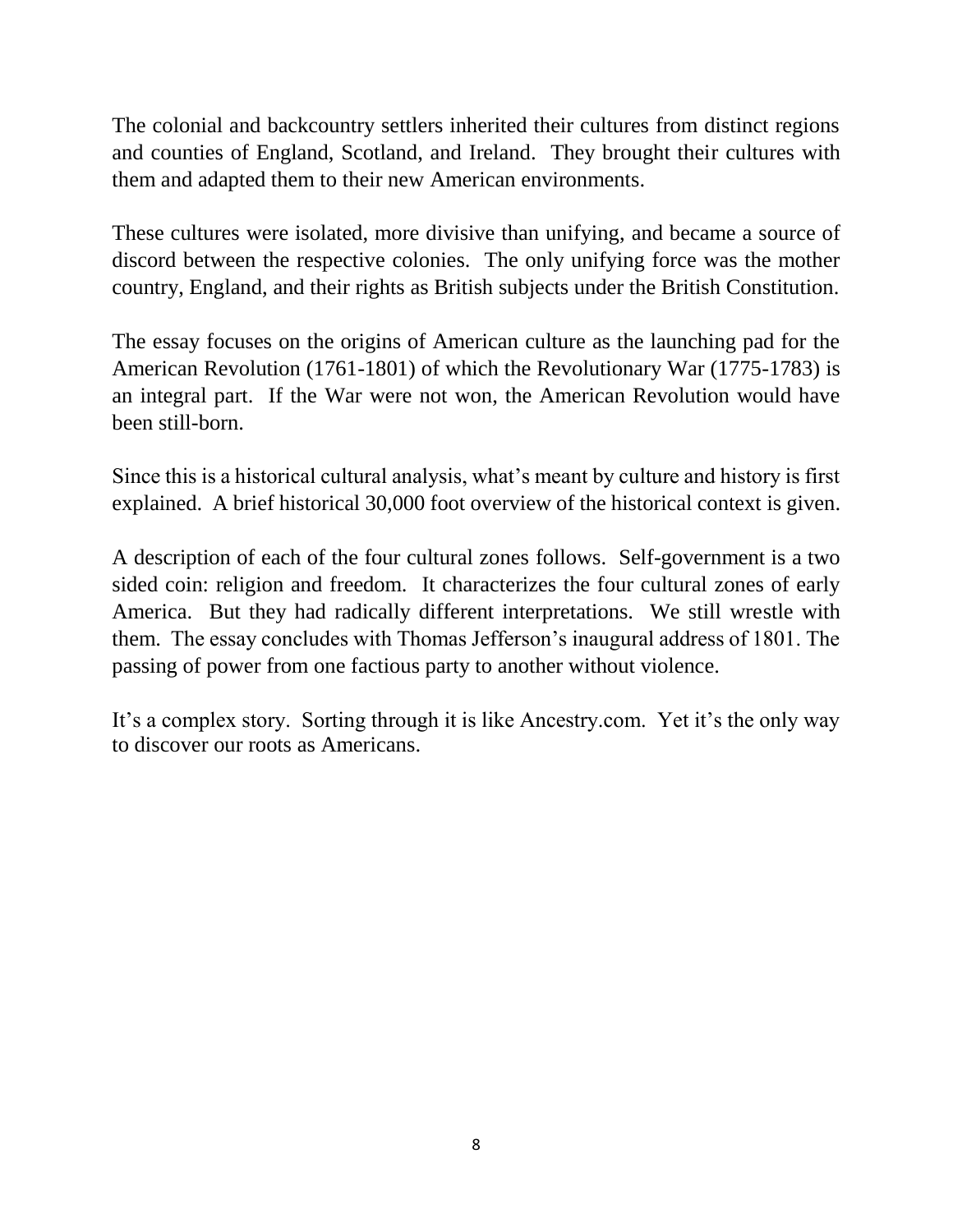The colonial and backcountry settlers inherited their cultures from distinct regions and counties of England, Scotland, and Ireland. They brought their cultures with them and adapted them to their new American environments.

These cultures were isolated, more divisive than unifying, and became a source of discord between the respective colonies. The only unifying force was the mother country, England, and their rights as British subjects under the British Constitution.

The essay focuses on the origins of American culture as the launching pad for the American Revolution (1761-1801) of which the Revolutionary War (1775-1783) is an integral part. If the War were not won, the American Revolution would have been still-born.

Since this is a historical cultural analysis, what's meant by culture and history is first explained. A brief historical 30,000 foot overview of the historical context is given.

A description of each of the four cultural zones follows. Self-government is a two sided coin: religion and freedom. It characterizes the four cultural zones of early America. But they had radically different interpretations. We still wrestle with them. The essay concludes with Thomas Jefferson's inaugural address of 1801. The passing of power from one factious party to another without violence.

It's a complex story. Sorting through it is like Ancestry.com. Yet it's the only way to discover our roots as Americans.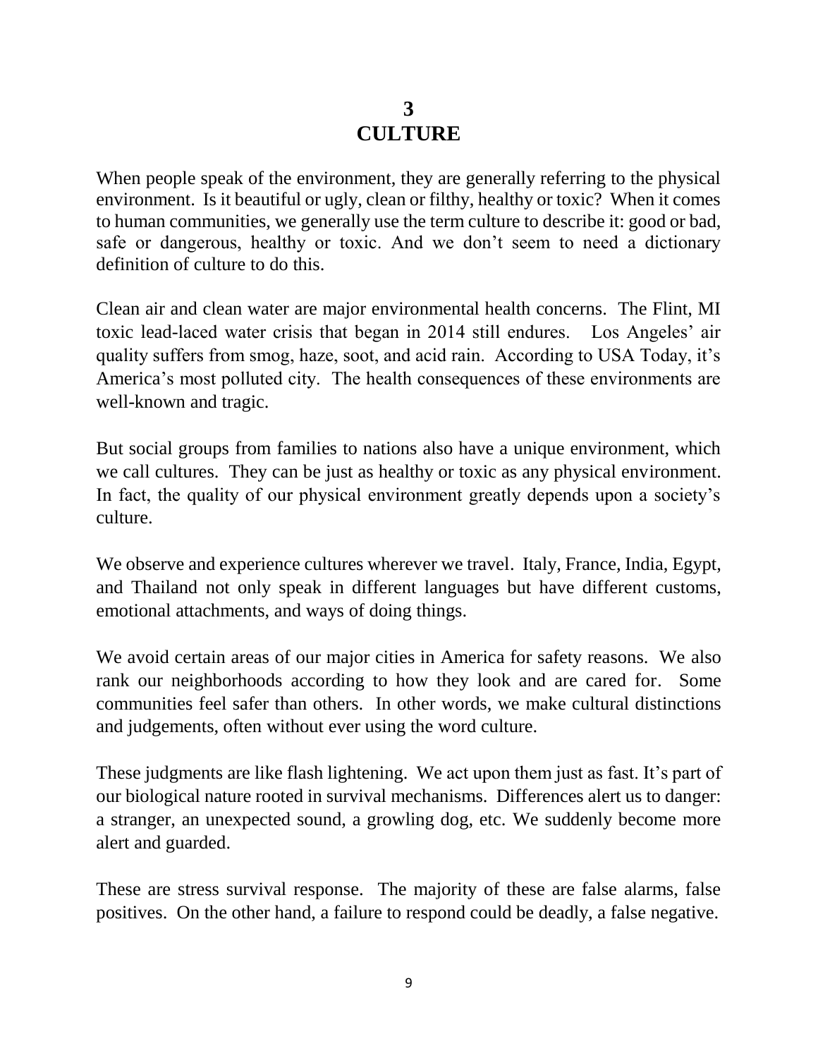# 3
# CULTURE

When people speak of the environment, they are generally referring to the physical environment. Is it beautiful or ugly, clean or filthy, healthy or toxic? When it comes to human communities, we generally use the term culture to describe it: good or bad, safe or dangerous, healthy or toxic. And we don't seem to need a dictionary definition of culture to do this.

Clean air and clean water are major environmental health concerns. The Flint, MI toxic lead-laced water crisis that began in 2014 still endures. Los Angeles' air quality suffers from smog, haze, soot, and acid rain. According to USA Today, it's America's most polluted city. The health consequences of these environments are well-known and tragic.

But social groups from families to nations also have a unique environment, which we call cultures. They can be just as healthy or toxic as any physical environment. In fact, the quality of our physical environment greatly depends upon a society's culture.

We observe and experience cultures wherever we travel. Italy, France, India, Egypt, and Thailand not only speak in different languages but have different customs, emotional attachments, and ways of doing things.

We avoid certain areas of our major cities in America for safety reasons. We also rank our neighborhoods according to how they look and are cared for. Some communities feel safer than others. In other words, we make cultural distinctions and judgements, often without ever using the word culture.

These judgments are like flash lightening. We act upon them just as fast. It's part of our biological nature rooted in survival mechanisms. Differences alert us to danger: a stranger, an unexpected sound, a growling dog, etc. We suddenly become more alert and guarded.

These are stress survival response. The majority of these are false alarms, false positives. On the other hand, a failure to respond could be deadly, a false negative.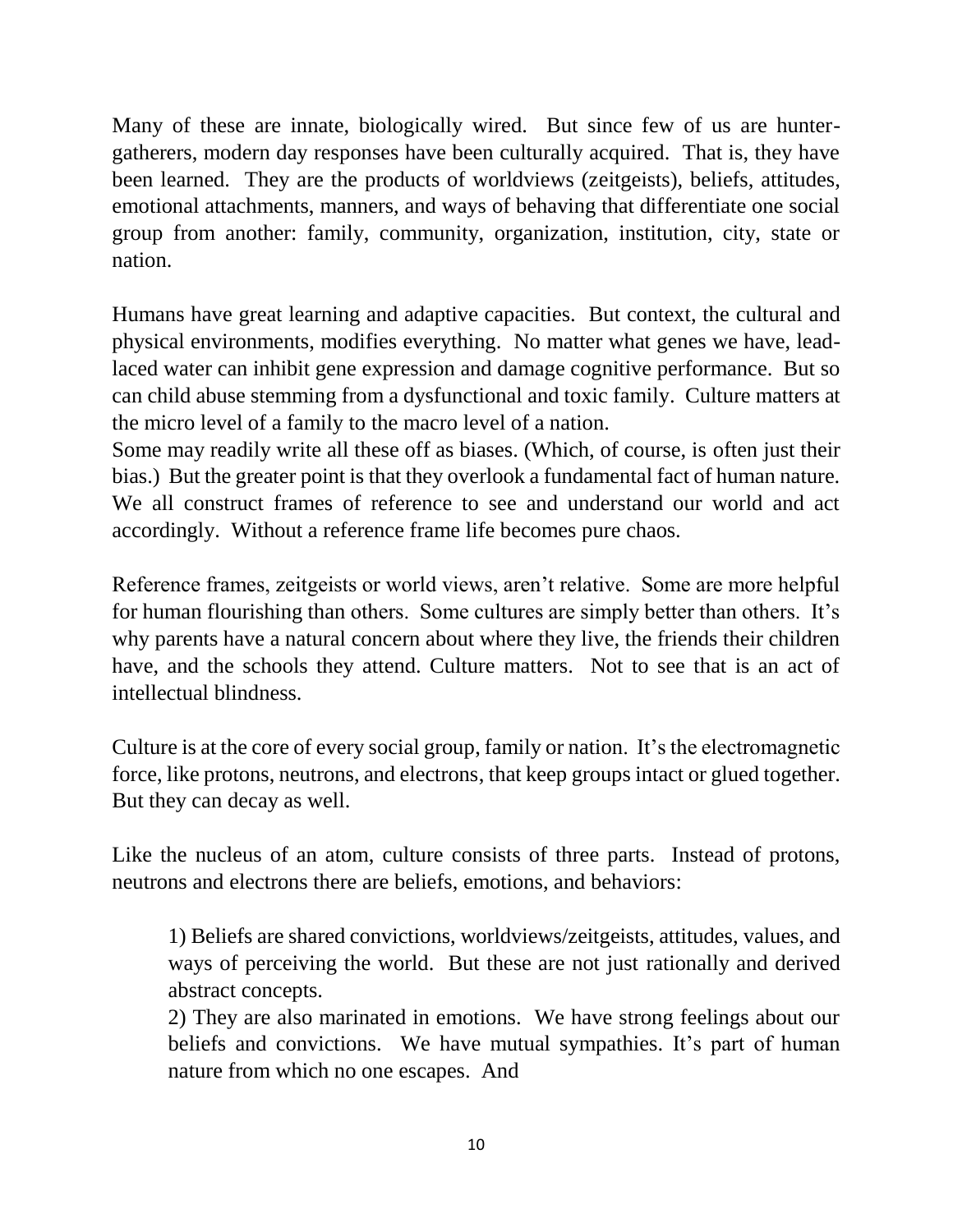Many of these are innate, biologically wired. But since few of us are hunter-gatherers, modern day responses have been culturally acquired. That is, they have been learned. They are the products of worldviews (zeitgeists), beliefs, attitudes, emotional attachments, manners, and ways of behaving that differentiate one social group from another: family, community, organization, institution, city, state or nation.

Humans have great learning and adaptive capacities. But context, the cultural and physical environments, modifies everything. No matter what genes we have, lead-laced water can inhibit gene expression and damage cognitive performance. But so can child abuse stemming from a dysfunctional and toxic family. Culture matters at the micro level of a family to the macro level of a nation.

Some may readily write all these off as biases. (Which, of course, is often just their bias.) But the greater point is that they overlook a fundamental fact of human nature. We all construct frames of reference to see and understand our world and act accordingly. Without a reference frame life becomes pure chaos.

Reference frames, zeitgeists or world views, aren't relative. Some are more helpful for human flourishing than others. Some cultures are simply better than others. It's why parents have a natural concern about where they live, the friends their children have, and the schools they attend. Culture matters. Not to see that is an act of intellectual blindness.

Culture is at the core of every social group, family or nation. It's the electromagnetic force, like protons, neutrons, and electrons, that keep groups intact or glued together. But they can decay as well.

Like the nucleus of an atom, culture consists of three parts. Instead of protons, neutrons and electrons there are beliefs, emotions, and behaviors:

> 1) Beliefs are shared convictions, worldviews/zeitgeists, attitudes, values, and ways of perceiving the world. But these are not just rationally and derived abstract concepts.
>
> 2) They are also marinated in emotions. We have strong feelings about our beliefs and convictions. We have mutual sympathies. It's part of human nature from which no one escapes. And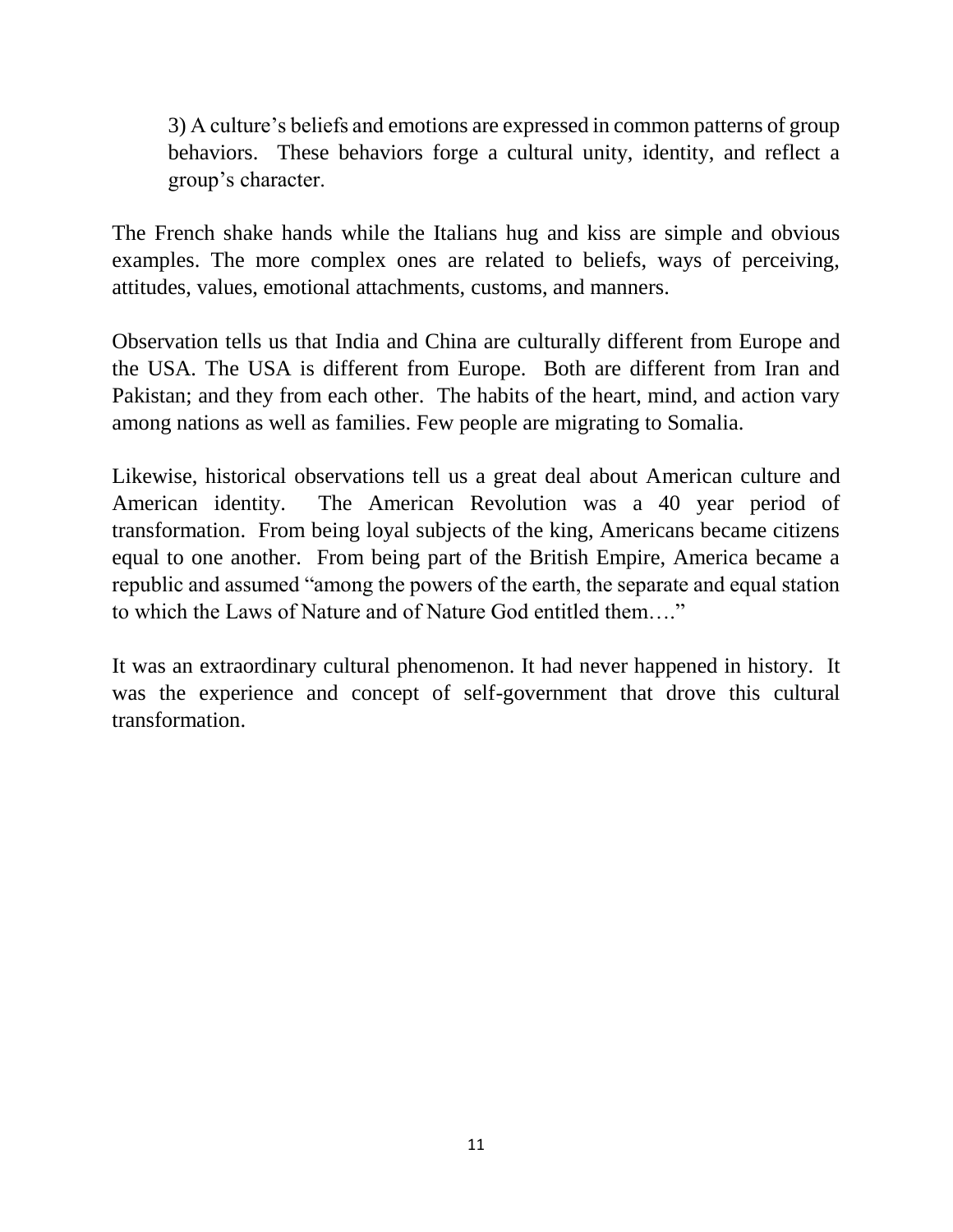> 3) A culture's beliefs and emotions are expressed in common patterns of group behaviors. These behaviors forge a cultural unity, identity, and reflect a group's character.

The French shake hands while the Italians hug and kiss are simple and obvious examples. The more complex ones are related to beliefs, ways of perceiving, attitudes, values, emotional attachments, customs, and manners.

Observation tells us that India and China are culturally different from Europe and the USA. The USA is different from Europe. Both are different from Iran and Pakistan; and they from each other. The habits of the heart, mind, and action vary among nations as well as families. Few people are migrating to Somalia.

Likewise, historical observations tell us a great deal about American culture and American identity. The American Revolution was a 40 year period of transformation. From being loyal subjects of the king, Americans became citizens equal to one another. From being part of the British Empire, America became a republic and assumed "among the powers of the earth, the separate and equal station to which the Laws of Nature and of Nature God entitled them…."

It was an extraordinary cultural phenomenon. It had never happened in history. It was the experience and concept of self-government that drove this cultural transformation.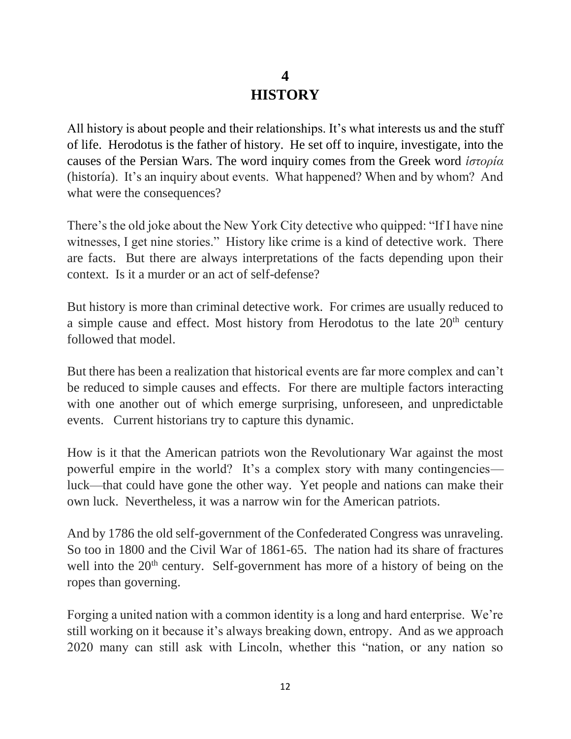# 4
# HISTORY

All history is about people and their relationships. It's what interests us and the stuff of life. Herodotus is the father of history. He set off to inquire, investigate, into the causes of the Persian Wars. The word inquiry comes from the Greek word *ἱστορία* (historía). It's an inquiry about events. What happened? When and by whom? And what were the consequences?

There's the old joke about the New York City detective who quipped: "If I have nine witnesses, I get nine stories." History like crime is a kind of detective work. There are facts. But there are always interpretations of the facts depending upon their context. Is it a murder or an act of self-defense?

But history is more than criminal detective work. For crimes are usually reduced to a simple cause and effect. Most history from Herodotus to the late 20th century followed that model.

But there has been a realization that historical events are far more complex and can't be reduced to simple causes and effects. For there are multiple factors interacting with one another out of which emerge surprising, unforeseen, and unpredictable events. Current historians try to capture this dynamic.

How is it that the American patriots won the Revolutionary War against the most powerful empire in the world? It's a complex story with many contingencies—luck—that could have gone the other way. Yet people and nations can make their own luck. Nevertheless, it was a narrow win for the American patriots.

And by 1786 the old self-government of the Confederated Congress was unraveling. So too in 1800 and the Civil War of 1861-65. The nation had its share of fractures well into the 20th century. Self-government has more of a history of being on the ropes than governing.

Forging a united nation with a common identity is a long and hard enterprise. We're still working on it because it's always breaking down, entropy. And as we approach 2020 many can still ask with Lincoln, whether this "nation, or any nation so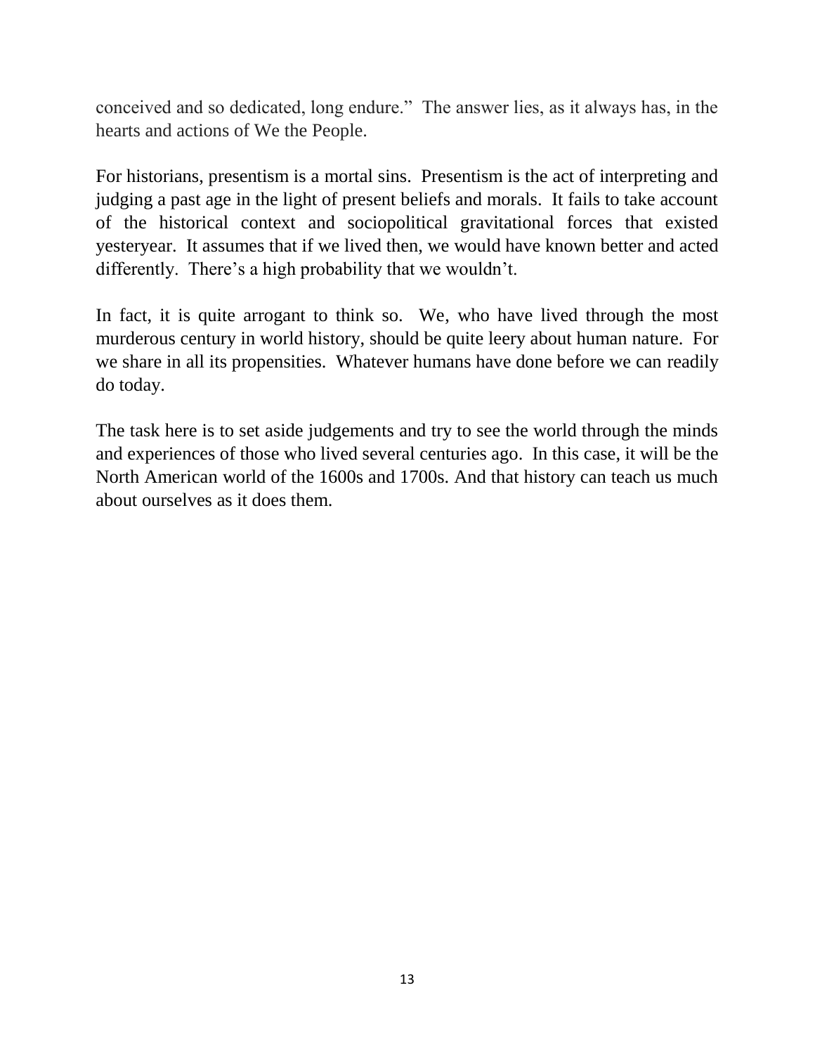conceived and so dedicated, long endure." The answer lies, as it always has, in the hearts and actions of We the People.

For historians, presentism is a mortal sins. Presentism is the act of interpreting and judging a past age in the light of present beliefs and morals. It fails to take account of the historical context and sociopolitical gravitational forces that existed yesteryear. It assumes that if we lived then, we would have known better and acted differently. There's a high probability that we wouldn't.

In fact, it is quite arrogant to think so. We, who have lived through the most murderous century in world history, should be quite leery about human nature. For we share in all its propensities. Whatever humans have done before we can readily do today.

The task here is to set aside judgements and try to see the world through the minds and experiences of those who lived several centuries ago. In this case, it will be the North American world of the 1600s and 1700s. And that history can teach us much about ourselves as it does them.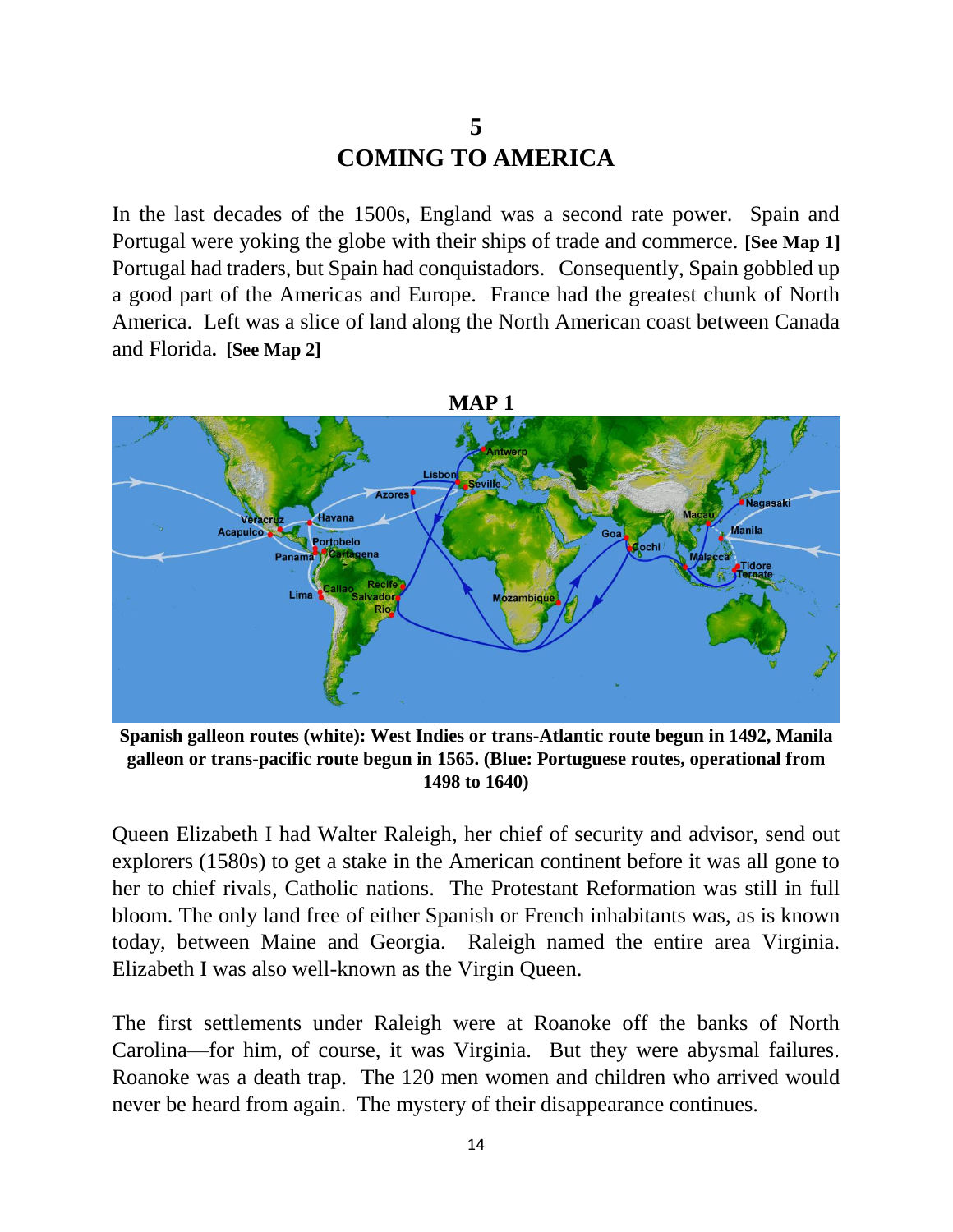# 5
# COMING TO AMERICA

In the last decades of the 1500s, England was a second rate power. Spain and Portugal were yoking the globe with their ships of trade and commerce. **[See Map 1]** Portugal had traders, but Spain had conquistadors. Consequently, Spain gobbled up a good part of the Americas and Europe. France had the greatest chunk of North America. Left was a slice of land along the North American coast between Canada and Florida. **[See Map 2]**

**MAP 1**

**Spanish galleon routes (white): West Indies or trans-Atlantic route begun in 1492, Manila galleon or trans-pacific route begun in 1565. (Blue: Portuguese routes, operational from 1498 to 1640)**

Queen Elizabeth I had Walter Raleigh, her chief of security and advisor, send out explorers (1580s) to get a stake in the American continent before it was all gone to her to chief rivals, Catholic nations. The Protestant Reformation was still in full bloom. The only land free of either Spanish or French inhabitants was, as is known today, between Maine and Georgia. Raleigh named the entire area Virginia. Elizabeth I was also well-known as the Virgin Queen.

The first settlements under Raleigh were at Roanoke off the banks of North Carolina—for him, of course, it was Virginia. But they were abysmal failures. Roanoke was a death trap. The 120 men women and children who arrived would never be heard from again. The mystery of their disappearance continues.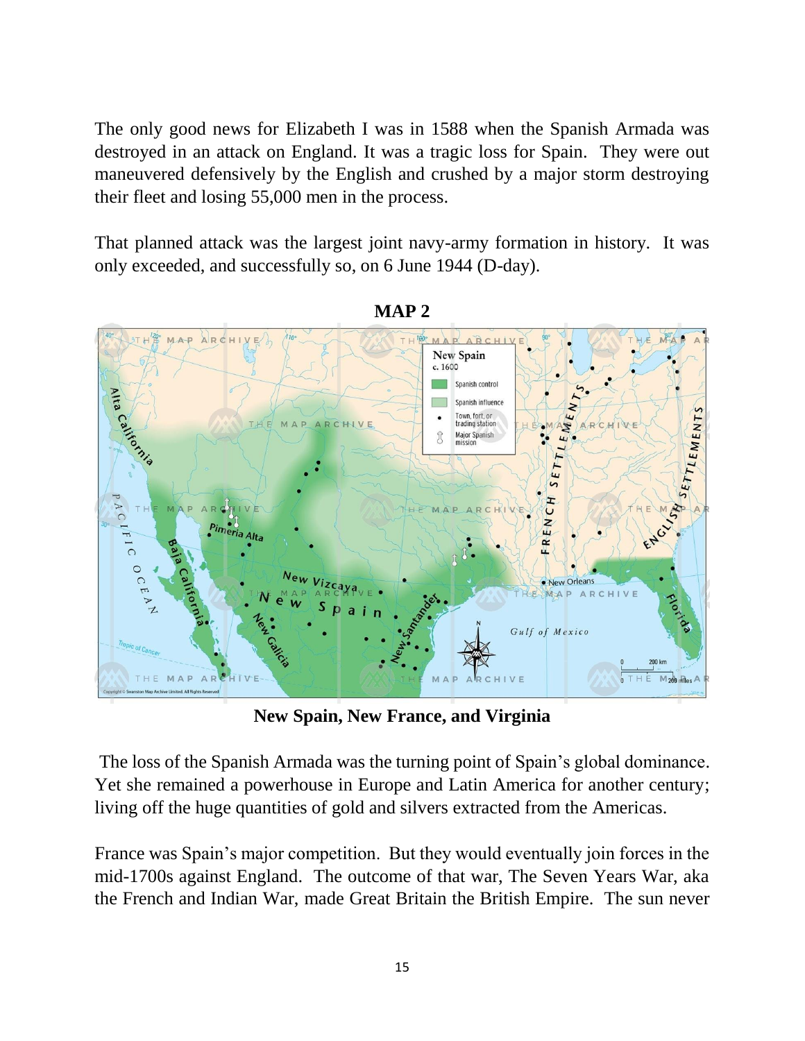The only good news for Elizabeth I was in 1588 when the Spanish Armada was destroyed in an attack on England. It was a tragic loss for Spain. They were out maneuvered defensively by the English and crushed by a major storm destroying their fleet and losing 55,000 men in the process.

That planned attack was the largest joint navy-army formation in history. It was only exceeded, and successfully so, on 6 June 1944 (D-day).

**MAP 2**

**New Spain, New France, and Virginia**

The loss of the Spanish Armada was the turning point of Spain's global dominance. Yet she remained a powerhouse in Europe and Latin America for another century; living off the huge quantities of gold and silvers extracted from the Americas.

France was Spain's major competition. But they would eventually join forces in the mid-1700s against England. The outcome of that war, The Seven Years War, aka the French and Indian War, made Great Britain the British Empire. The sun never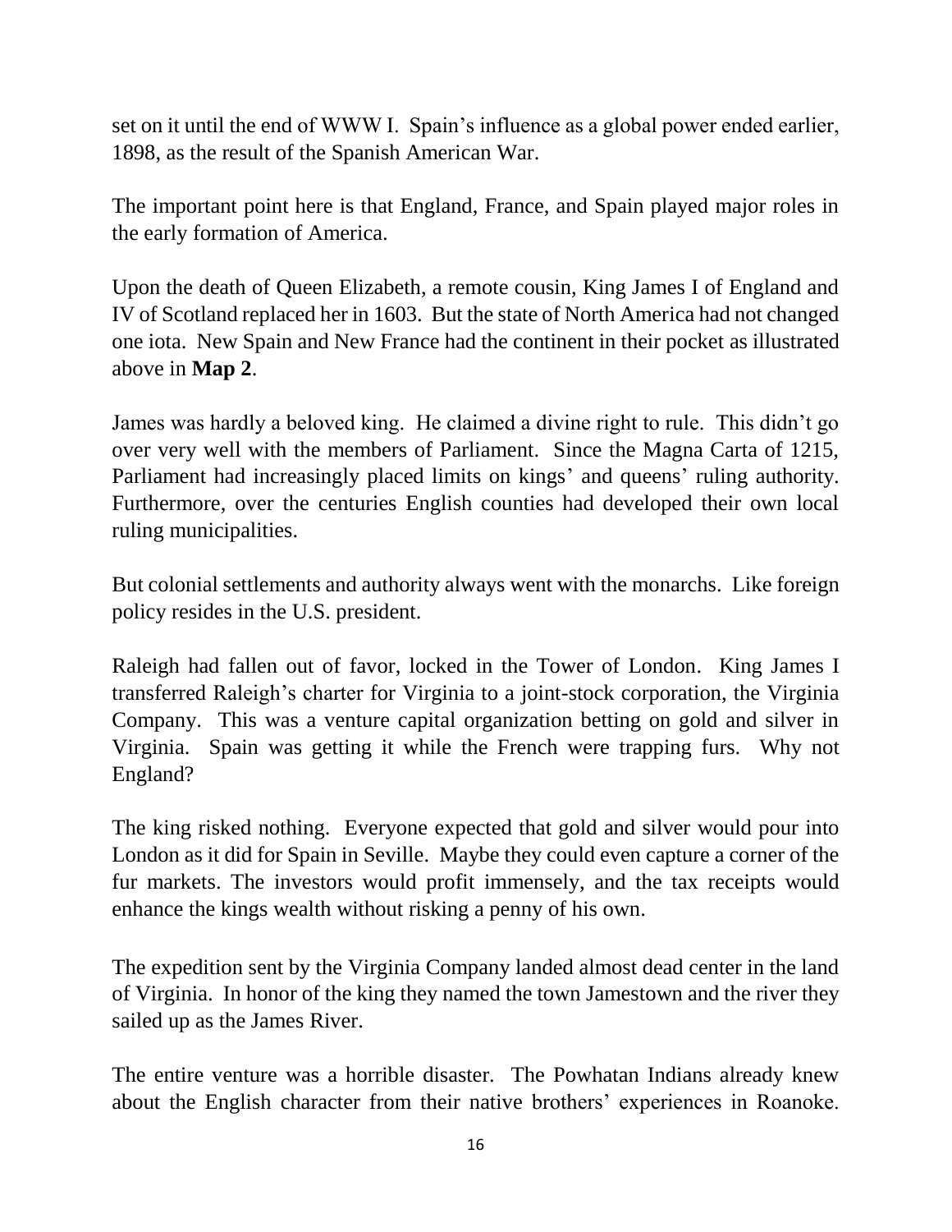set on it until the end of WWW I. Spain's influence as a global power ended earlier, 1898, as the result of the Spanish American War.

The important point here is that England, France, and Spain played major roles in the early formation of America.

Upon the death of Queen Elizabeth, a remote cousin, King James I of England and IV of Scotland replaced her in 1603. But the state of North America had not changed one iota. New Spain and New France had the continent in their pocket as illustrated above in **Map 2**.

James was hardly a beloved king. He claimed a divine right to rule. This didn't go over very well with the members of Parliament. Since the Magna Carta of 1215, Parliament had increasingly placed limits on kings' and queens' ruling authority. Furthermore, over the centuries English counties had developed their own local ruling municipalities.

But colonial settlements and authority always went with the monarchs. Like foreign policy resides in the U.S. president.

Raleigh had fallen out of favor, locked in the Tower of London. King James I transferred Raleigh's charter for Virginia to a joint-stock corporation, the Virginia Company. This was a venture capital organization betting on gold and silver in Virginia. Spain was getting it while the French were trapping furs. Why not England?

The king risked nothing. Everyone expected that gold and silver would pour into London as it did for Spain in Seville. Maybe they could even capture a corner of the fur markets. The investors would profit immensely, and the tax receipts would enhance the kings wealth without risking a penny of his own.

The expedition sent by the Virginia Company landed almost dead center in the land of Virginia. In honor of the king they named the town Jamestown and the river they sailed up as the James River.

The entire venture was a horrible disaster. The Powhatan Indians already knew about the English character from their native brothers' experiences in Roanoke.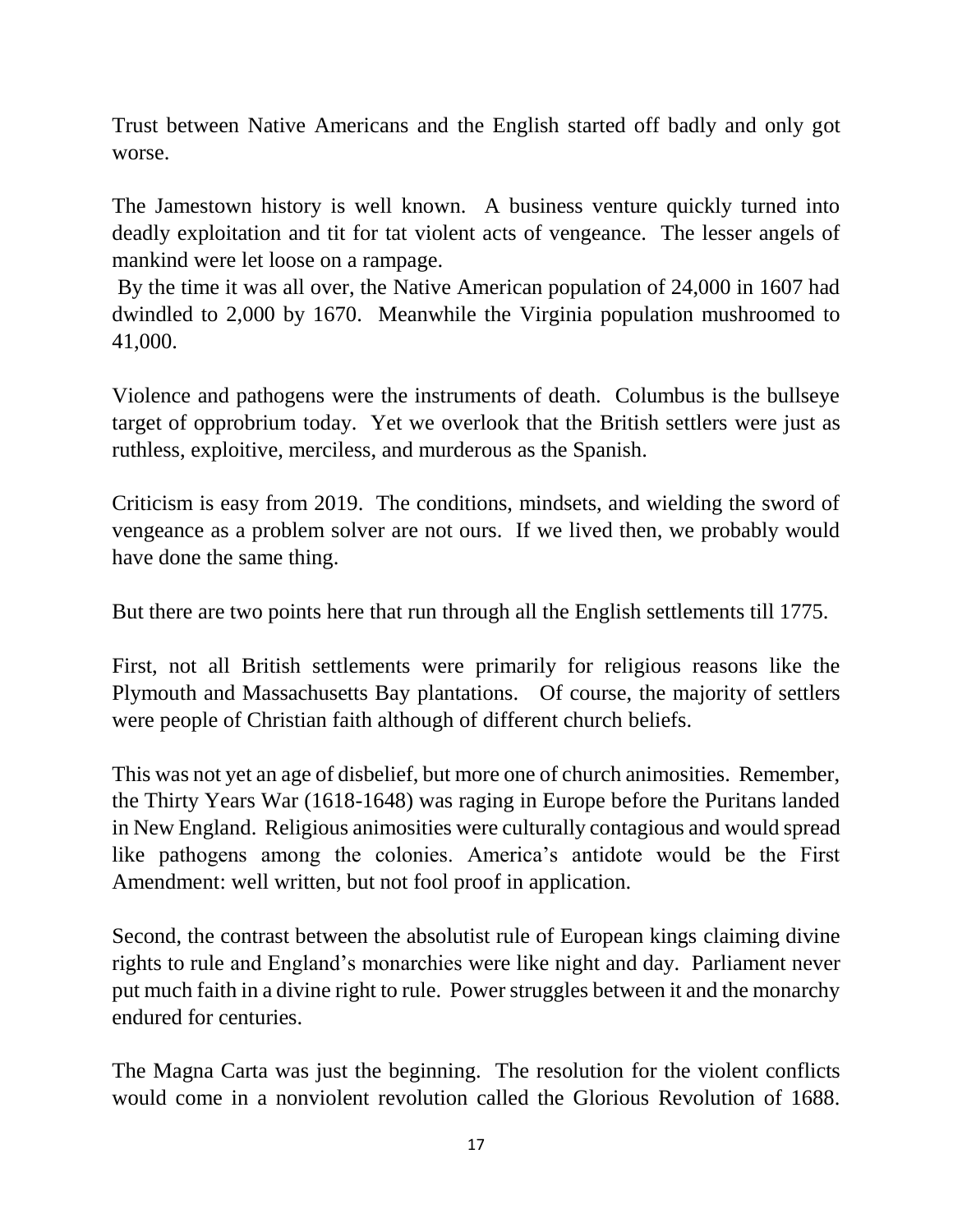Trust between Native Americans and the English started off badly and only got worse.

The Jamestown history is well known. A business venture quickly turned into deadly exploitation and tit for tat violent acts of vengeance. The lesser angels of mankind were let loose on a rampage.

By the time it was all over, the Native American population of 24,000 in 1607 had dwindled to 2,000 by 1670. Meanwhile the Virginia population mushroomed to 41,000.

Violence and pathogens were the instruments of death. Columbus is the bullseye target of opprobrium today. Yet we overlook that the British settlers were just as ruthless, exploitive, merciless, and murderous as the Spanish.

Criticism is easy from 2019. The conditions, mindsets, and wielding the sword of vengeance as a problem solver are not ours. If we lived then, we probably would have done the same thing.

But there are two points here that run through all the English settlements till 1775.

First, not all British settlements were primarily for religious reasons like the Plymouth and Massachusetts Bay plantations. Of course, the majority of settlers were people of Christian faith although of different church beliefs.

This was not yet an age of disbelief, but more one of church animosities. Remember, the Thirty Years War (1618-1648) was raging in Europe before the Puritans landed in New England. Religious animosities were culturally contagious and would spread like pathogens among the colonies. America's antidote would be the First Amendment: well written, but not fool proof in application.

Second, the contrast between the absolutist rule of European kings claiming divine rights to rule and England's monarchies were like night and day. Parliament never put much faith in a divine right to rule. Power struggles between it and the monarchy endured for centuries.

The Magna Carta was just the beginning. The resolution for the violent conflicts would come in a nonviolent revolution called the Glorious Revolution of 1688.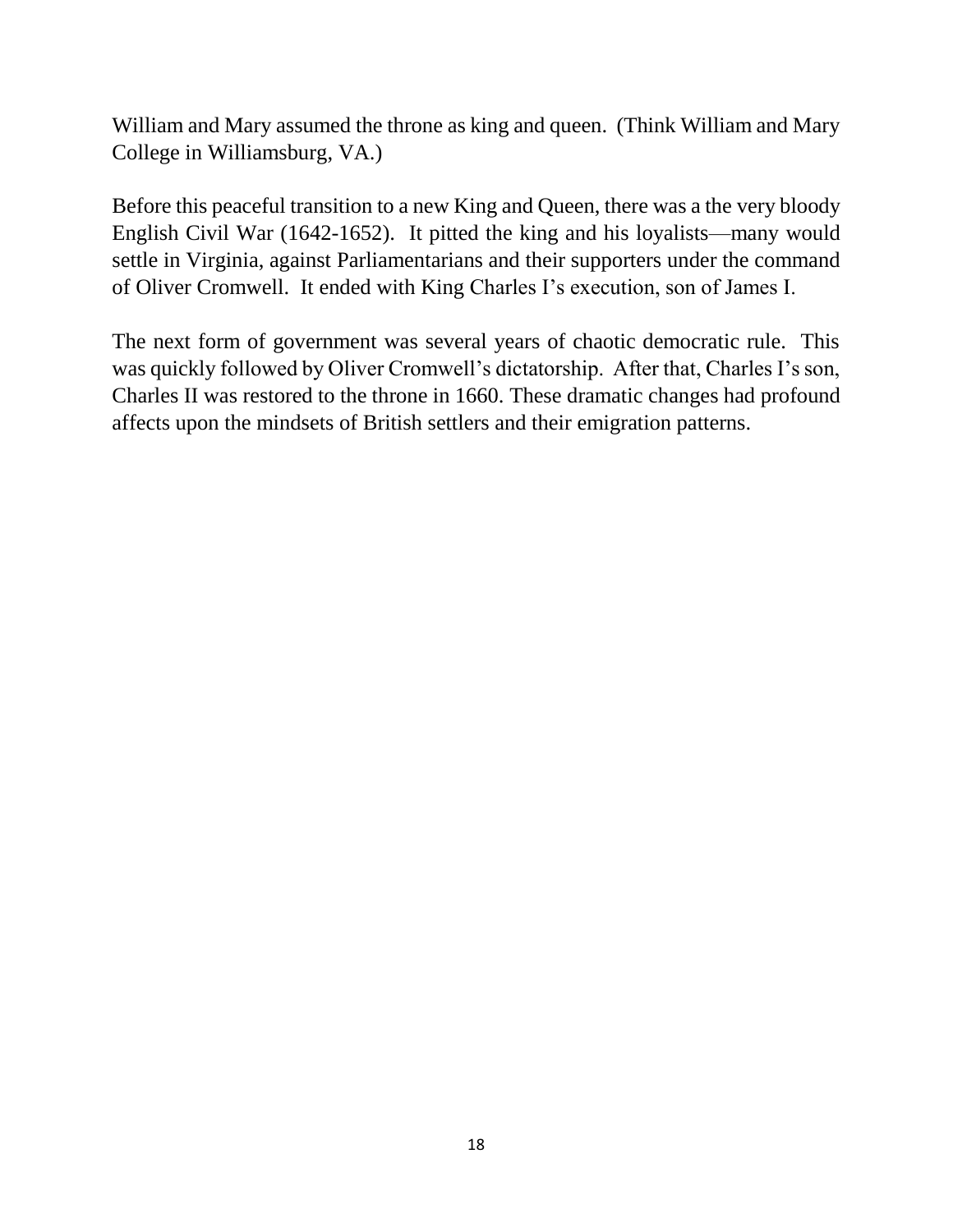William and Mary assumed the throne as king and queen. (Think William and Mary College in Williamsburg, VA.)

Before this peaceful transition to a new King and Queen, there was a the very bloody English Civil War (1642-1652). It pitted the king and his loyalists—many would settle in Virginia, against Parliamentarians and their supporters under the command of Oliver Cromwell. It ended with King Charles I's execution, son of James I.

The next form of government was several years of chaotic democratic rule. This was quickly followed by Oliver Cromwell's dictatorship. After that, Charles I's son, Charles II was restored to the throne in 1660. These dramatic changes had profound affects upon the mindsets of British settlers and their emigration patterns.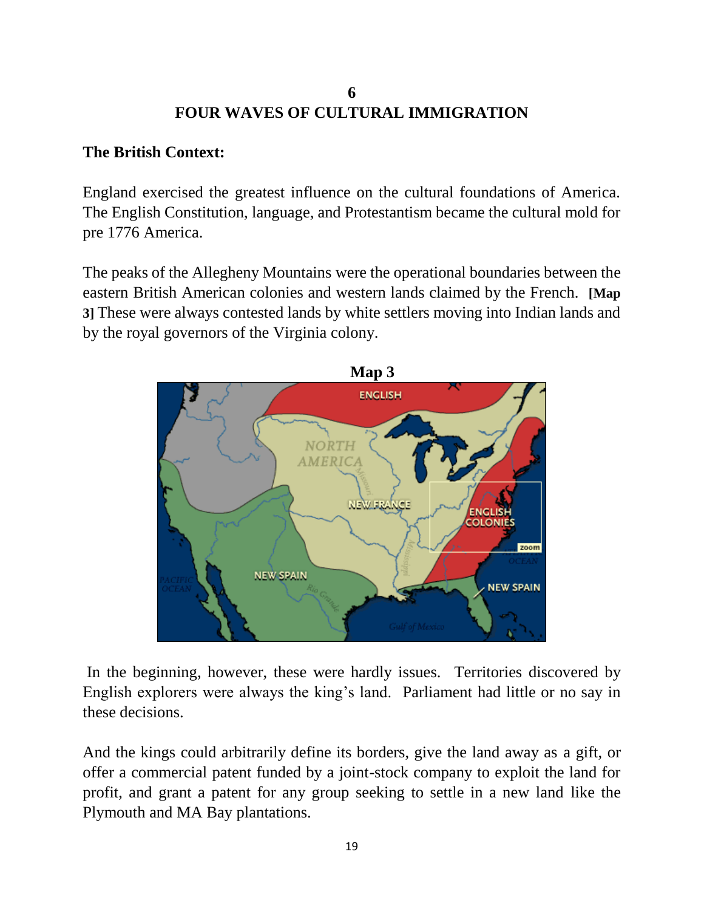## 6
## FOUR WAVES OF CULTURAL IMMIGRATION

**The British Context:**

England exercised the greatest influence on the cultural foundations of America. The English Constitution, language, and Protestantism became the cultural mold for pre 1776 America.

The peaks of the Allegheny Mountains were the operational boundaries between the eastern British American colonies and western lands claimed by the French. **[Map 3]** These were always contested lands by white settlers moving into Indian lands and by the royal governors of the Virginia colony.

**Map 3**

In the beginning, however, these were hardly issues. Territories discovered by English explorers were always the king's land. Parliament had little or no say in these decisions.

And the kings could arbitrarily define its borders, give the land away as a gift, or offer a commercial patent funded by a joint-stock company to exploit the land for profit, and grant a patent for any group seeking to settle in a new land like the Plymouth and MA Bay plantations.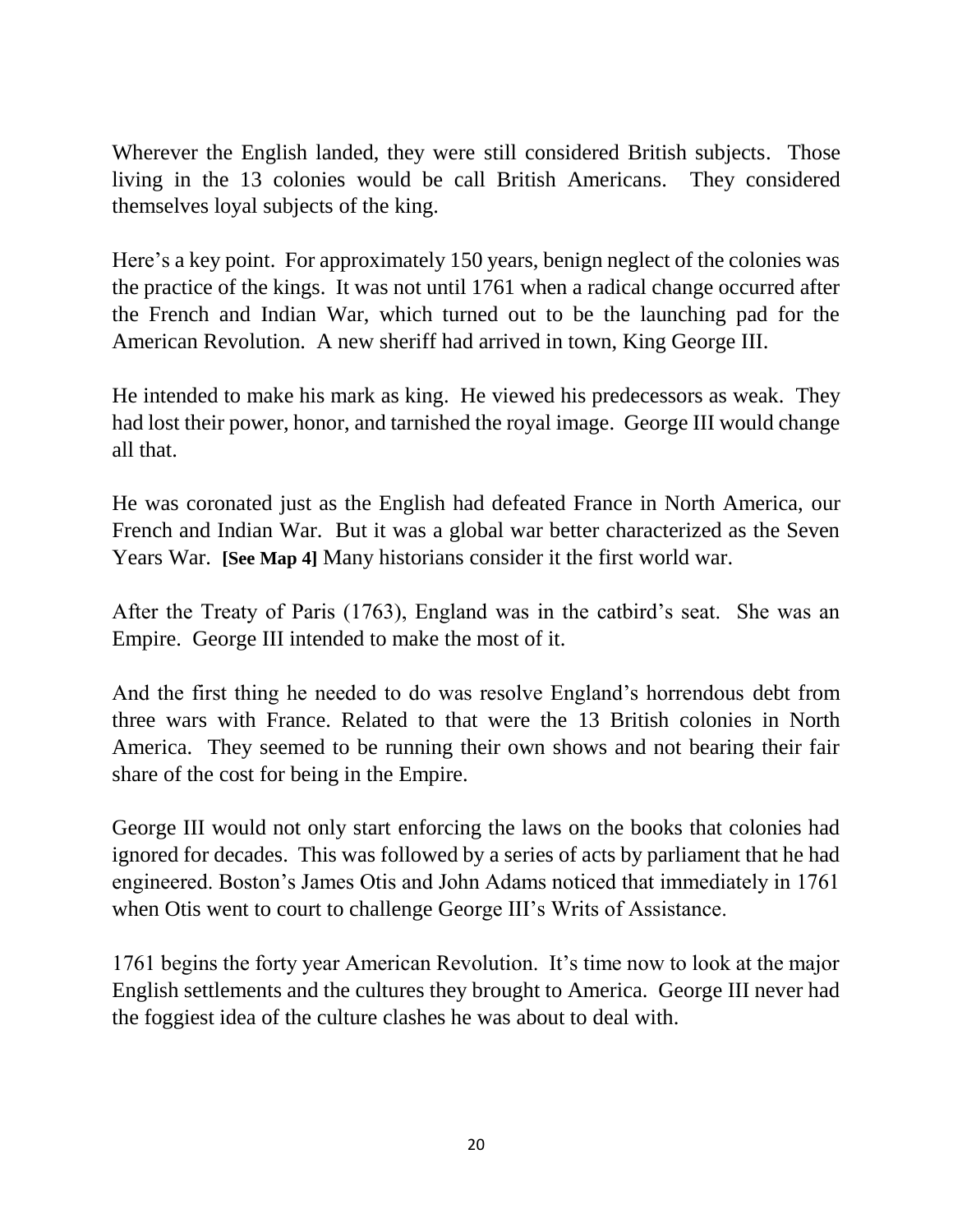Wherever the English landed, they were still considered British subjects. Those living in the 13 colonies would be call British Americans. They considered themselves loyal subjects of the king.

Here's a key point. For approximately 150 years, benign neglect of the colonies was the practice of the kings. It was not until 1761 when a radical change occurred after the French and Indian War, which turned out to be the launching pad for the American Revolution. A new sheriff had arrived in town, King George III.

He intended to make his mark as king. He viewed his predecessors as weak. They had lost their power, honor, and tarnished the royal image. George III would change all that.

He was coronated just as the English had defeated France in North America, our French and Indian War. But it was a global war better characterized as the Seven Years War. **[See Map 4]** Many historians consider it the first world war.

After the Treaty of Paris (1763), England was in the catbird's seat. She was an Empire. George III intended to make the most of it.

And the first thing he needed to do was resolve England's horrendous debt from three wars with France. Related to that were the 13 British colonies in North America. They seemed to be running their own shows and not bearing their fair share of the cost for being in the Empire.

George III would not only start enforcing the laws on the books that colonies had ignored for decades. This was followed by a series of acts by parliament that he had engineered. Boston's James Otis and John Adams noticed that immediately in 1761 when Otis went to court to challenge George III's Writs of Assistance.

1761 begins the forty year American Revolution. It's time now to look at the major English settlements and the cultures they brought to America. George III never had the foggiest idea of the culture clashes he was about to deal with.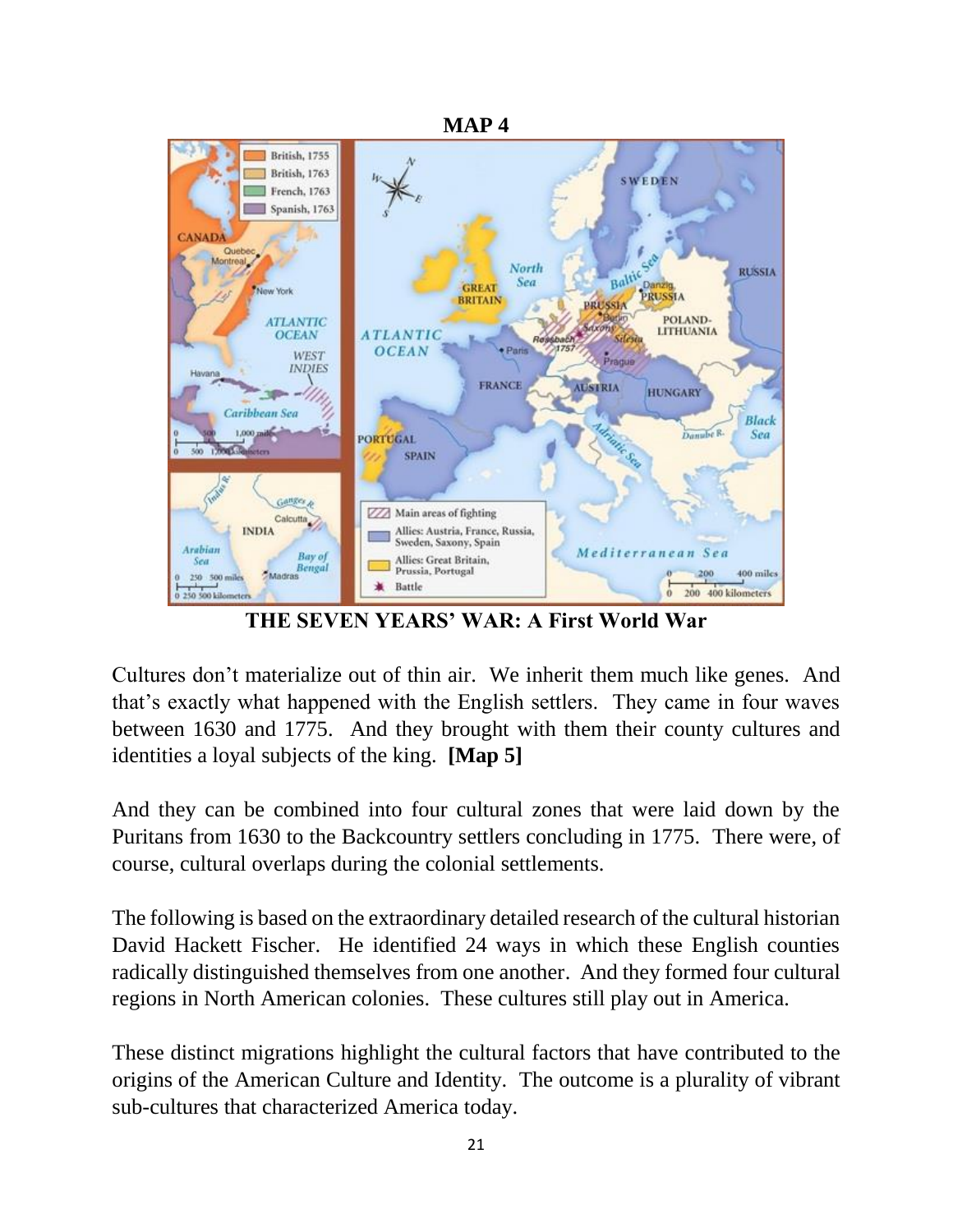**MAP 4**

**THE SEVEN YEARS' WAR: A First World War**

Cultures don't materialize out of thin air. We inherit them much like genes. And that's exactly what happened with the English settlers. They came in four waves between 1630 and 1775. And they brought with them their county cultures and identities a loyal subjects of the king. **[Map 5]**

And they can be combined into four cultural zones that were laid down by the Puritans from 1630 to the Backcountry settlers concluding in 1775. There were, of course, cultural overlaps during the colonial settlements.

The following is based on the extraordinary detailed research of the cultural historian David Hackett Fischer. He identified 24 ways in which these English counties radically distinguished themselves from one another. And they formed four cultural regions in North American colonies. These cultures still play out in America.

These distinct migrations highlight the cultural factors that have contributed to the origins of the American Culture and Identity. The outcome is a plurality of vibrant sub-cultures that characterized America today.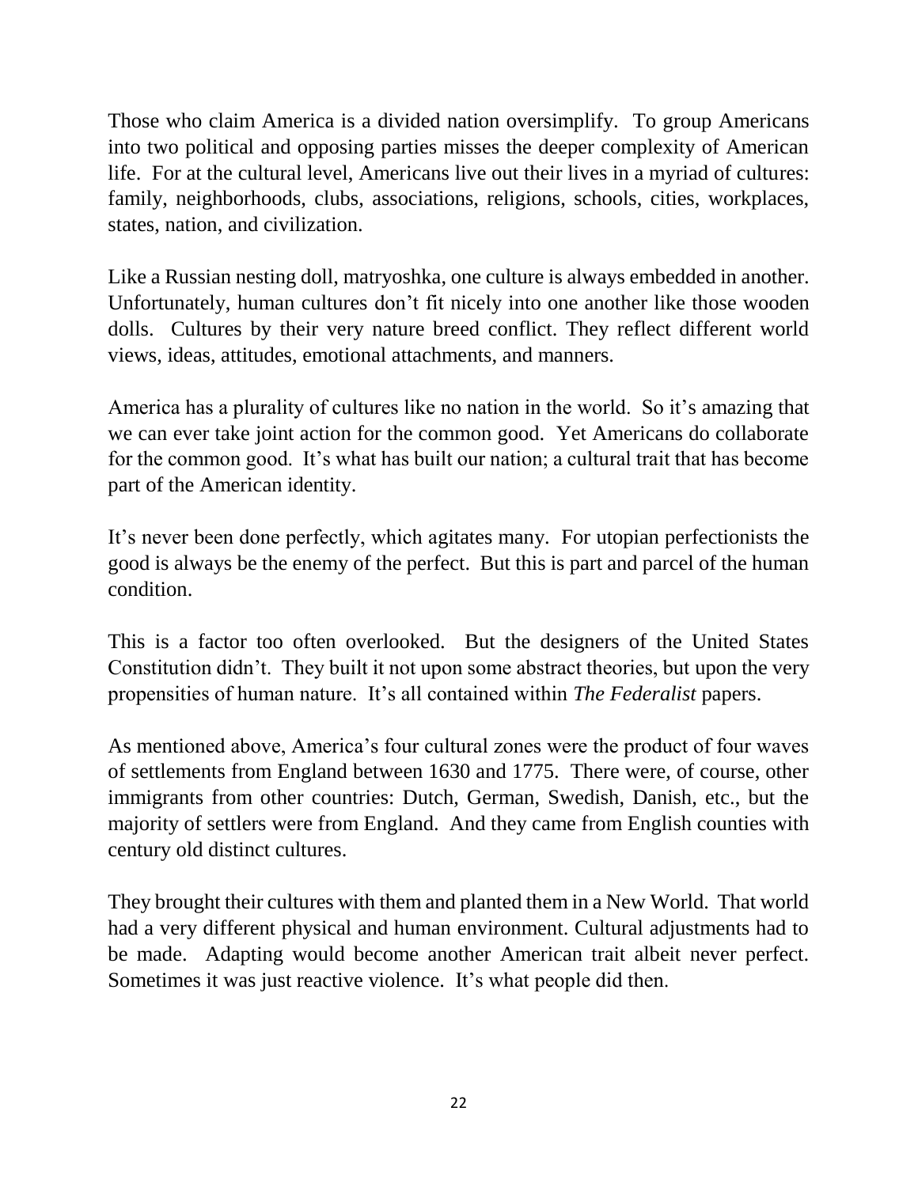Those who claim America is a divided nation oversimplify. To group Americans into two political and opposing parties misses the deeper complexity of American life. For at the cultural level, Americans live out their lives in a myriad of cultures: family, neighborhoods, clubs, associations, religions, schools, cities, workplaces, states, nation, and civilization.

Like a Russian nesting doll, matryoshka, one culture is always embedded in another. Unfortunately, human cultures don't fit nicely into one another like those wooden dolls. Cultures by their very nature breed conflict. They reflect different world views, ideas, attitudes, emotional attachments, and manners.

America has a plurality of cultures like no nation in the world. So it's amazing that we can ever take joint action for the common good. Yet Americans do collaborate for the common good. It's what has built our nation; a cultural trait that has become part of the American identity.

It's never been done perfectly, which agitates many. For utopian perfectionists the good is always be the enemy of the perfect. But this is part and parcel of the human condition.

This is a factor too often overlooked. But the designers of the United States Constitution didn't. They built it not upon some abstract theories, but upon the very propensities of human nature. It's all contained within *The Federalist* papers.

As mentioned above, America's four cultural zones were the product of four waves of settlements from England between 1630 and 1775. There were, of course, other immigrants from other countries: Dutch, German, Swedish, Danish, etc., but the majority of settlers were from England. And they came from English counties with century old distinct cultures.

They brought their cultures with them and planted them in a New World. That world had a very different physical and human environment. Cultural adjustments had to be made. Adapting would become another American trait albeit never perfect. Sometimes it was just reactive violence. It's what people did then.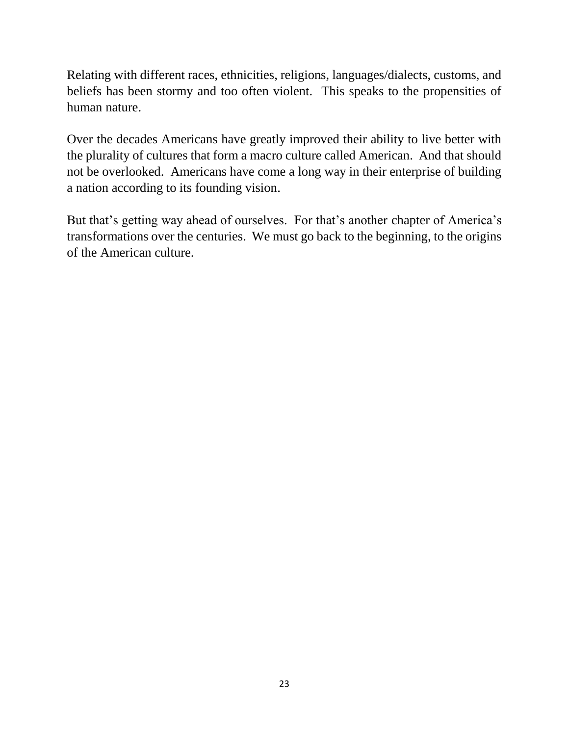Relating with different races, ethnicities, religions, languages/dialects, customs, and beliefs has been stormy and too often violent.  This speaks to the propensities of human nature.

Over the decades Americans have greatly improved their ability to live better with the plurality of cultures that form a macro culture called American.  And that should not be overlooked.  Americans have come a long way in their enterprise of building a nation according to its founding vision.

But that's getting way ahead of ourselves.  For that's another chapter of America's transformations over the centuries.  We must go back to the beginning, to the origins of the American culture.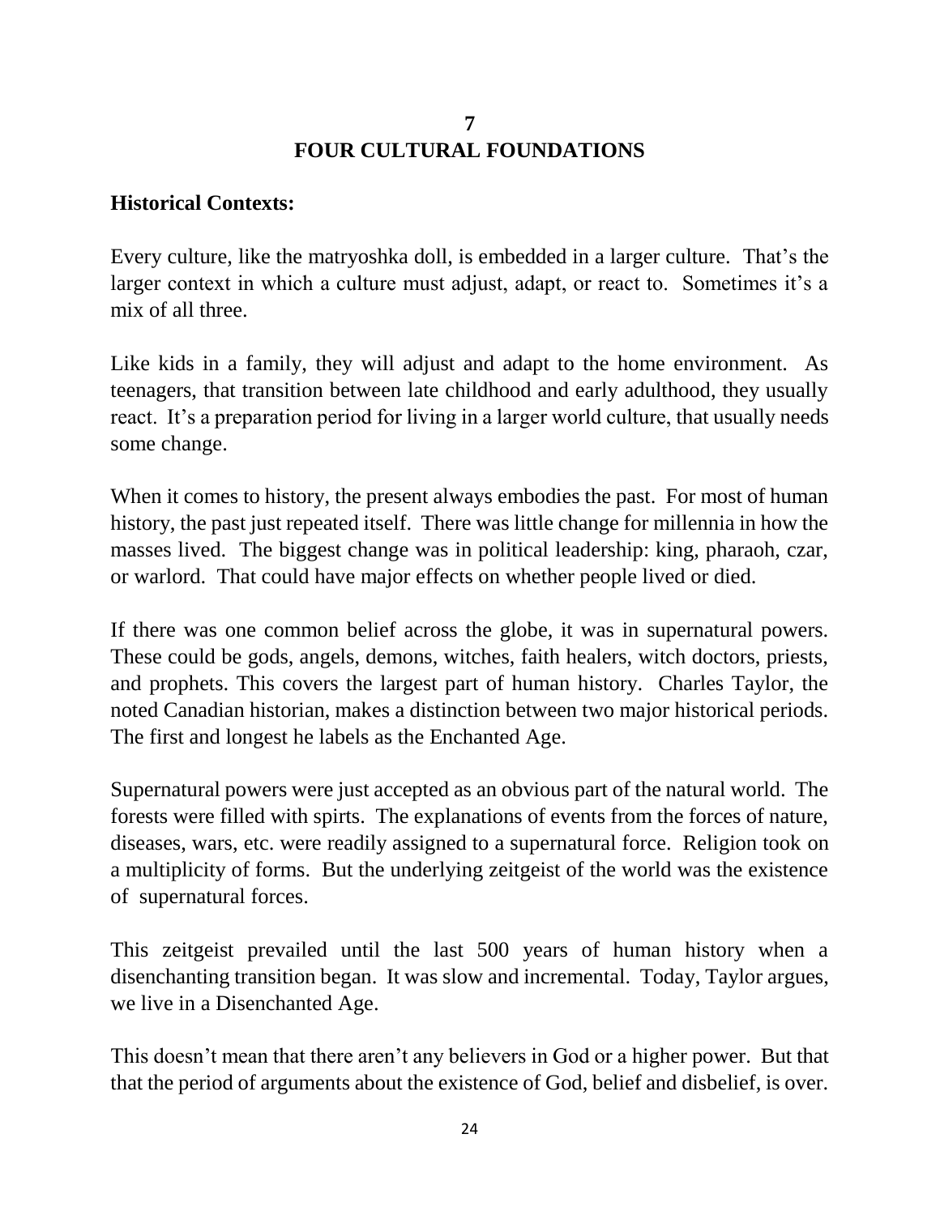# 7
# FOUR CULTURAL FOUNDATIONS

**Historical Contexts:**

Every culture, like the matryoshka doll, is embedded in a larger culture. That's the larger context in which a culture must adjust, adapt, or react to. Sometimes it's a mix of all three.

Like kids in a family, they will adjust and adapt to the home environment. As teenagers, that transition between late childhood and early adulthood, they usually react. It's a preparation period for living in a larger world culture, that usually needs some change.

When it comes to history, the present always embodies the past. For most of human history, the past just repeated itself. There was little change for millennia in how the masses lived. The biggest change was in political leadership: king, pharaoh, czar, or warlord. That could have major effects on whether people lived or died.

If there was one common belief across the globe, it was in supernatural powers. These could be gods, angels, demons, witches, faith healers, witch doctors, priests, and prophets. This covers the largest part of human history. Charles Taylor, the noted Canadian historian, makes a distinction between two major historical periods. The first and longest he labels as the Enchanted Age.

Supernatural powers were just accepted as an obvious part of the natural world. The forests were filled with spirts. The explanations of events from the forces of nature, diseases, wars, etc. were readily assigned to a supernatural force. Religion took on a multiplicity of forms. But the underlying zeitgeist of the world was the existence of supernatural forces.

This zeitgeist prevailed until the last 500 years of human history when a disenchanting transition began. It was slow and incremental. Today, Taylor argues, we live in a Disenchanted Age.

This doesn't mean that there aren't any believers in God or a higher power. But that that the period of arguments about the existence of God, belief and disbelief, is over.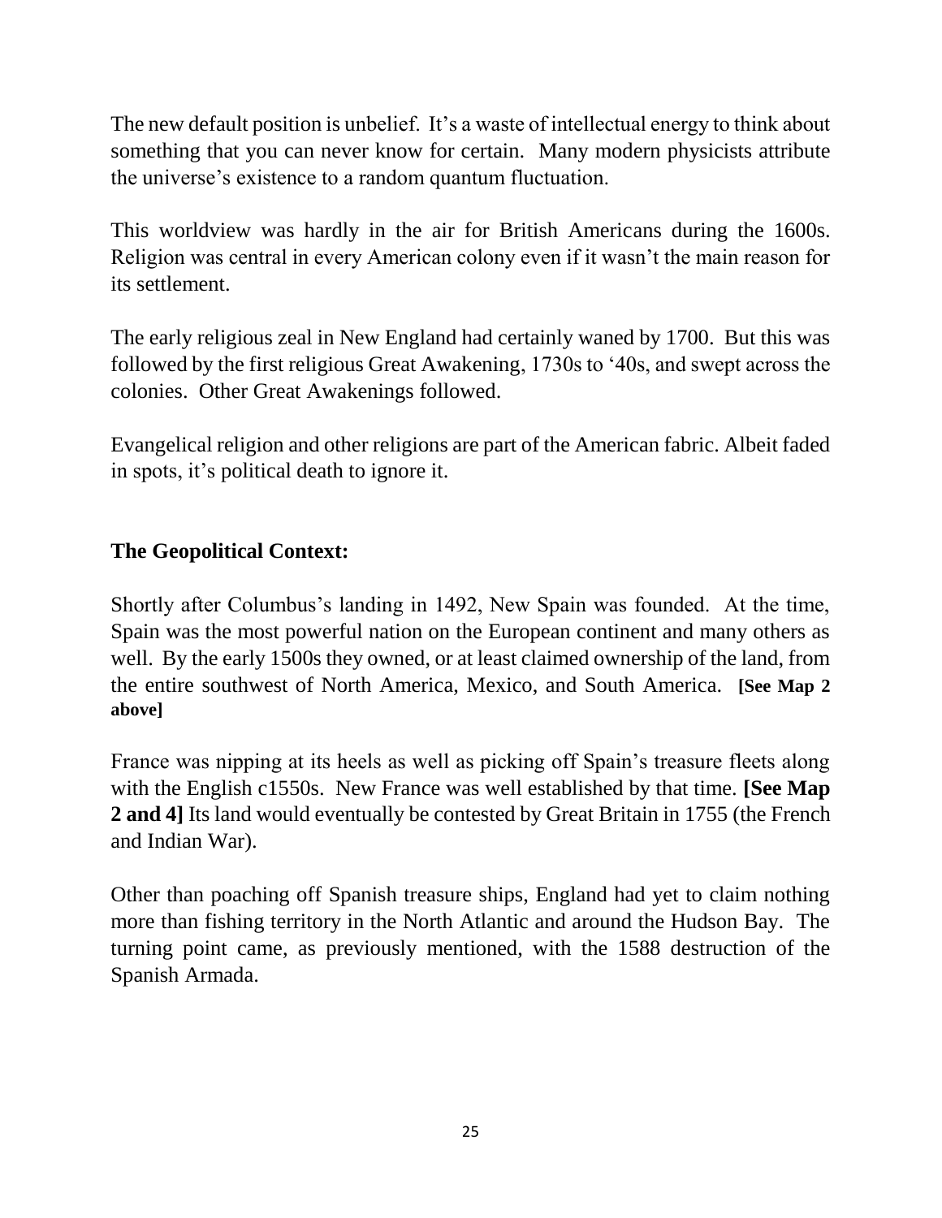The new default position is unbelief. It's a waste of intellectual energy to think about something that you can never know for certain. Many modern physicists attribute the universe's existence to a random quantum fluctuation.

This worldview was hardly in the air for British Americans during the 1600s. Religion was central in every American colony even if it wasn't the main reason for its settlement.

The early religious zeal in New England had certainly waned by 1700. But this was followed by the first religious Great Awakening, 1730s to '40s, and swept across the colonies. Other Great Awakenings followed.

Evangelical religion and other religions are part of the American fabric. Albeit faded in spots, it's political death to ignore it.

**The Geopolitical Context:**

Shortly after Columbus's landing in 1492, New Spain was founded. At the time, Spain was the most powerful nation on the European continent and many others as well. By the early 1500s they owned, or at least claimed ownership of the land, from the entire southwest of North America, Mexico, and South America. **[See Map 2 above]**

France was nipping at its heels as well as picking off Spain's treasure fleets along with the English c1550s. New France was well established by that time. **[See Map 2 and 4]** Its land would eventually be contested by Great Britain in 1755 (the French and Indian War).

Other than poaching off Spanish treasure ships, England had yet to claim nothing more than fishing territory in the North Atlantic and around the Hudson Bay. The turning point came, as previously mentioned, with the 1588 destruction of the Spanish Armada.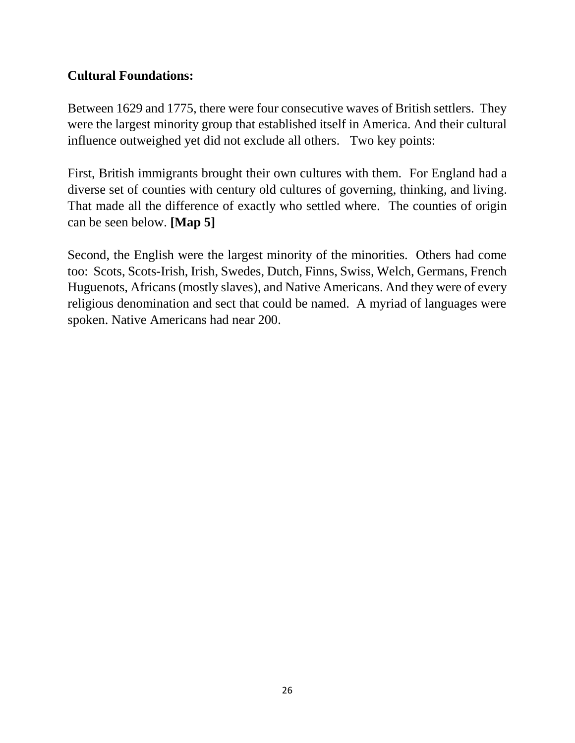**Cultural Foundations:**

Between 1629 and 1775, there were four consecutive waves of British settlers. They were the largest minority group that established itself in America. And their cultural influence outweighed yet did not exclude all others. Two key points:

First, British immigrants brought their own cultures with them. For England had a diverse set of counties with century old cultures of governing, thinking, and living. That made all the difference of exactly who settled where. The counties of origin can be seen below. **[Map 5]**

Second, the English were the largest minority of the minorities. Others had come too: Scots, Scots-Irish, Irish, Swedes, Dutch, Finns, Swiss, Welch, Germans, French Huguenots, Africans (mostly slaves), and Native Americans. And they were of every religious denomination and sect that could be named. A myriad of languages were spoken. Native Americans had near 200.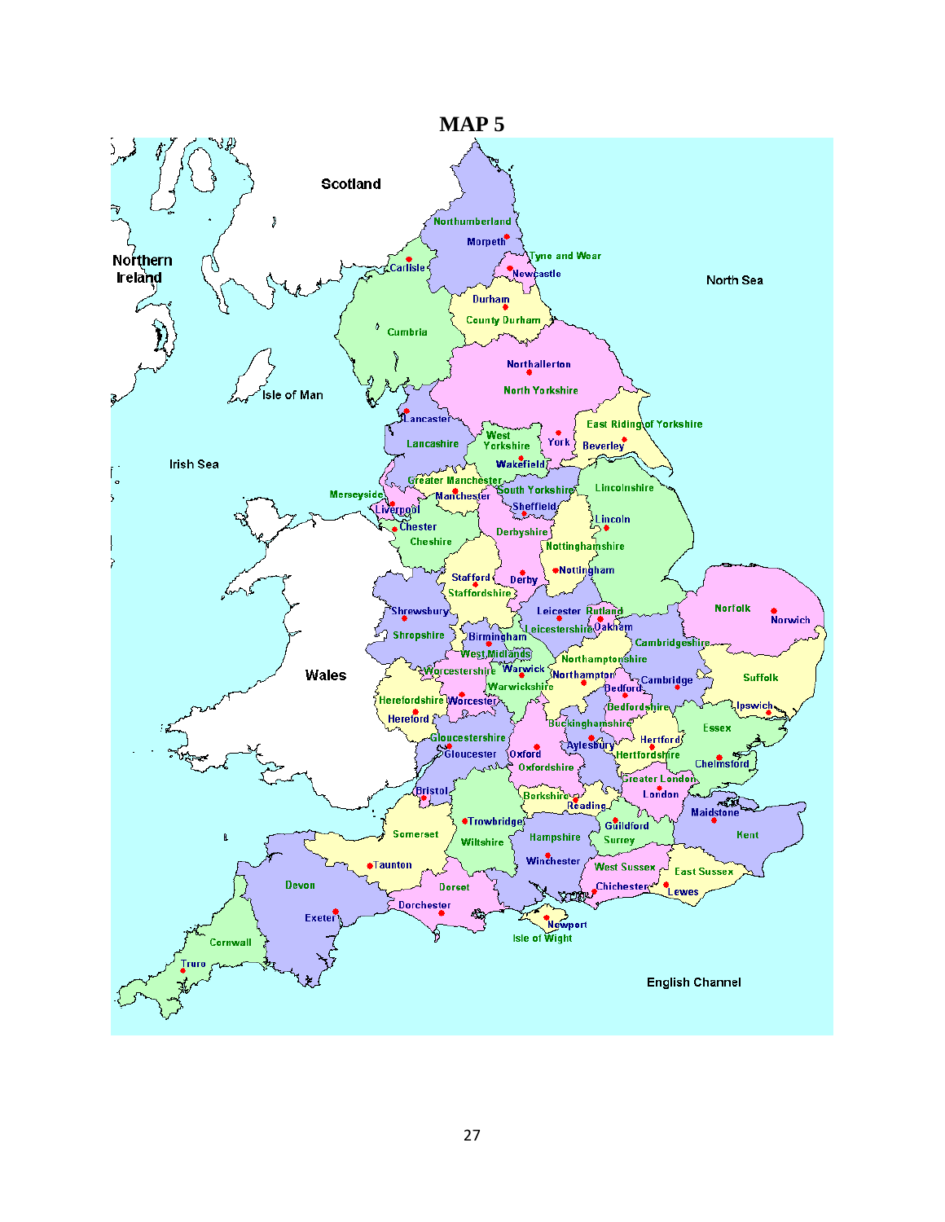# MAP 5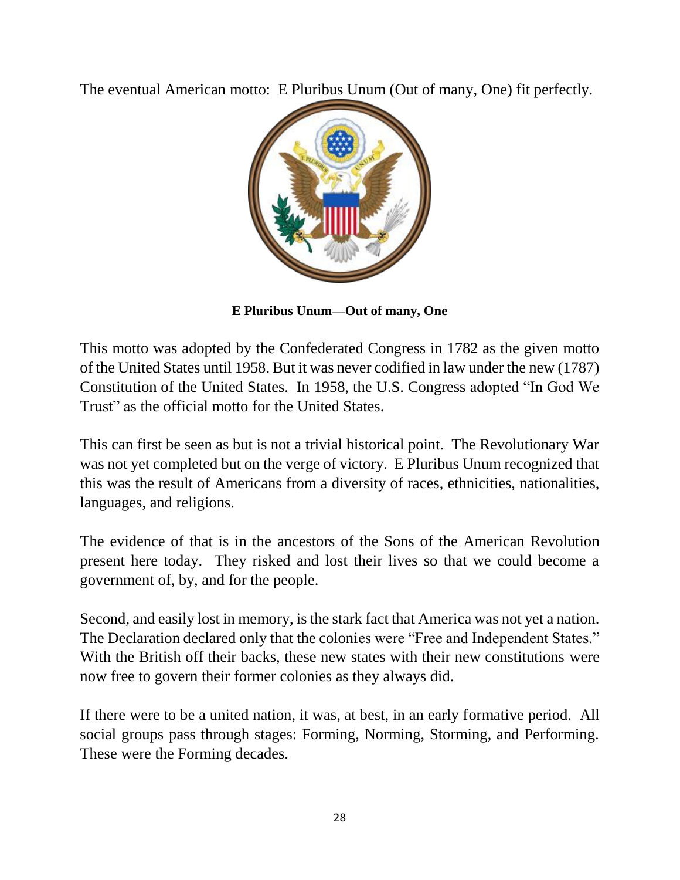The eventual American motto: E Pluribus Unum (Out of many, One) fit perfectly.

**E Pluribus Unum—Out of many, One**

This motto was adopted by the Confederated Congress in 1782 as the given motto of the United States until 1958. But it was never codified in law under the new (1787) Constitution of the United States. In 1958, the U.S. Congress adopted "In God We Trust" as the official motto for the United States.

This can first be seen as but is not a trivial historical point. The Revolutionary War was not yet completed but on the verge of victory. E Pluribus Unum recognized that this was the result of Americans from a diversity of races, ethnicities, nationalities, languages, and religions.

The evidence of that is in the ancestors of the Sons of the American Revolution present here today. They risked and lost their lives so that we could become a government of, by, and for the people.

Second, and easily lost in memory, is the stark fact that America was not yet a nation. The Declaration declared only that the colonies were "Free and Independent States." With the British off their backs, these new states with their new constitutions were now free to govern their former colonies as they always did.

If there were to be a united nation, it was, at best, in an early formative period. All social groups pass through stages: Forming, Norming, Storming, and Performing. These were the Forming decades.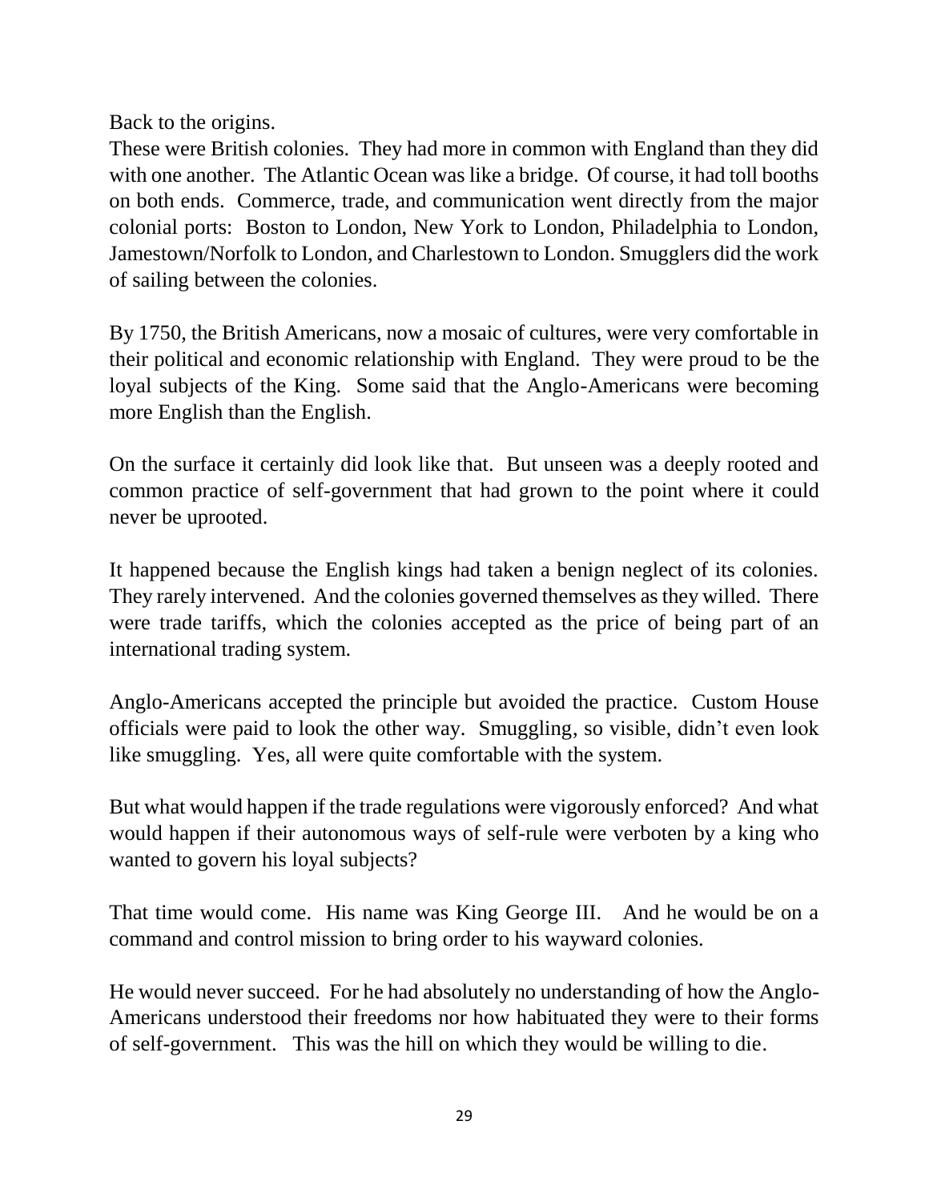Back to the origins.

These were British colonies. They had more in common with England than they did with one another. The Atlantic Ocean was like a bridge. Of course, it had toll booths on both ends. Commerce, trade, and communication went directly from the major colonial ports: Boston to London, New York to London, Philadelphia to London, Jamestown/Norfolk to London, and Charlestown to London. Smugglers did the work of sailing between the colonies.

By 1750, the British Americans, now a mosaic of cultures, were very comfortable in their political and economic relationship with England. They were proud to be the loyal subjects of the King. Some said that the Anglo-Americans were becoming more English than the English.

On the surface it certainly did look like that. But unseen was a deeply rooted and common practice of self-government that had grown to the point where it could never be uprooted.

It happened because the English kings had taken a benign neglect of its colonies. They rarely intervened. And the colonies governed themselves as they willed. There were trade tariffs, which the colonies accepted as the price of being part of an international trading system.

Anglo-Americans accepted the principle but avoided the practice. Custom House officials were paid to look the other way. Smuggling, so visible, didn't even look like smuggling. Yes, all were quite comfortable with the system.

But what would happen if the trade regulations were vigorously enforced? And what would happen if their autonomous ways of self-rule were verboten by a king who wanted to govern his loyal subjects?

That time would come. His name was King George III. And he would be on a command and control mission to bring order to his wayward colonies.

He would never succeed. For he had absolutely no understanding of how the Anglo-Americans understood their freedoms nor how habituated they were to their forms of self-government. This was the hill on which they would be willing to die.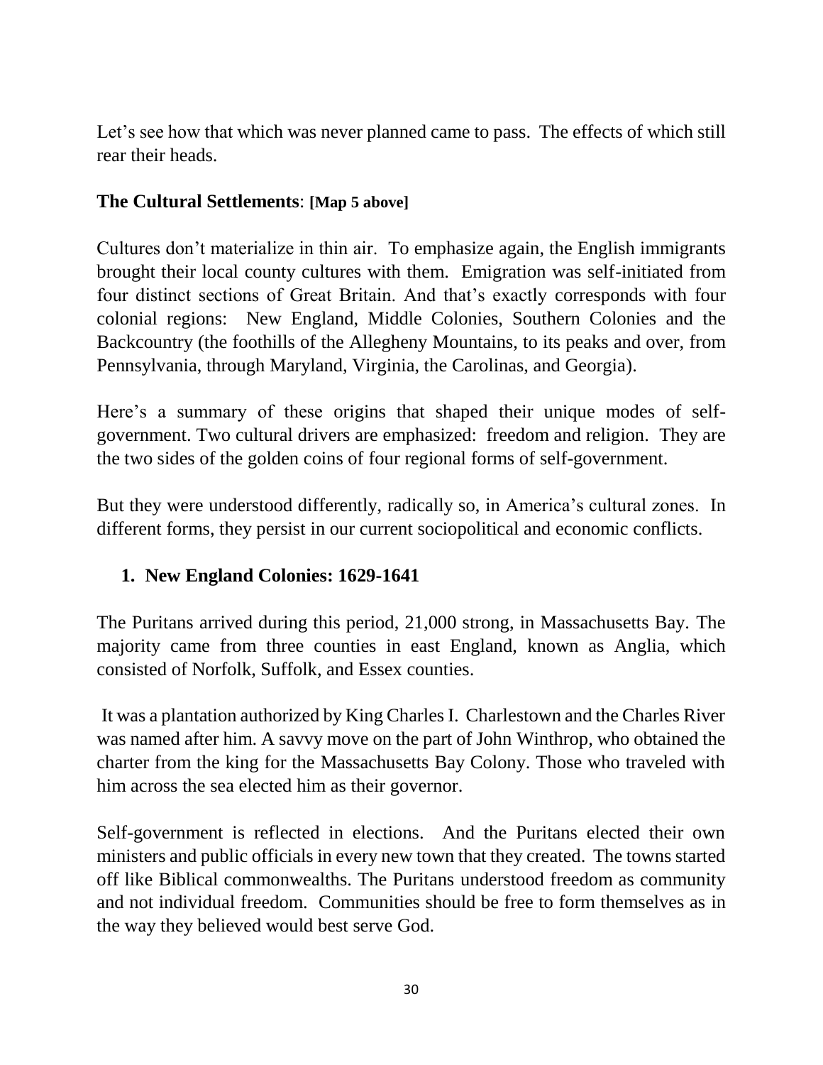Let's see how that which was never planned came to pass. The effects of which still rear their heads.

## **The Cultural Settlements**: **[Map 5 above]**

Cultures don't materialize in thin air. To emphasize again, the English immigrants brought their local county cultures with them. Emigration was self-initiated from four distinct sections of Great Britain. And that's exactly corresponds with four colonial regions: New England, Middle Colonies, Southern Colonies and the Backcountry (the foothills of the Allegheny Mountains, to its peaks and over, from Pennsylvania, through Maryland, Virginia, the Carolinas, and Georgia).

Here's a summary of these origins that shaped their unique modes of self-government. Two cultural drivers are emphasized: freedom and religion. They are the two sides of the golden coins of four regional forms of self-government.

But they were understood differently, radically so, in America's cultural zones. In different forms, they persist in our current sociopolitical and economic conflicts.

### **1. New England Colonies: 1629-1641**

The Puritans arrived during this period, 21,000 strong, in Massachusetts Bay. The majority came from three counties in east England, known as Anglia, which consisted of Norfolk, Suffolk, and Essex counties.

It was a plantation authorized by King Charles I. Charlestown and the Charles River was named after him. A savvy move on the part of John Winthrop, who obtained the charter from the king for the Massachusetts Bay Colony. Those who traveled with him across the sea elected him as their governor.

Self-government is reflected in elections. And the Puritans elected their own ministers and public officials in every new town that they created. The towns started off like Biblical commonwealths. The Puritans understood freedom as community and not individual freedom. Communities should be free to form themselves as in the way they believed would best serve God.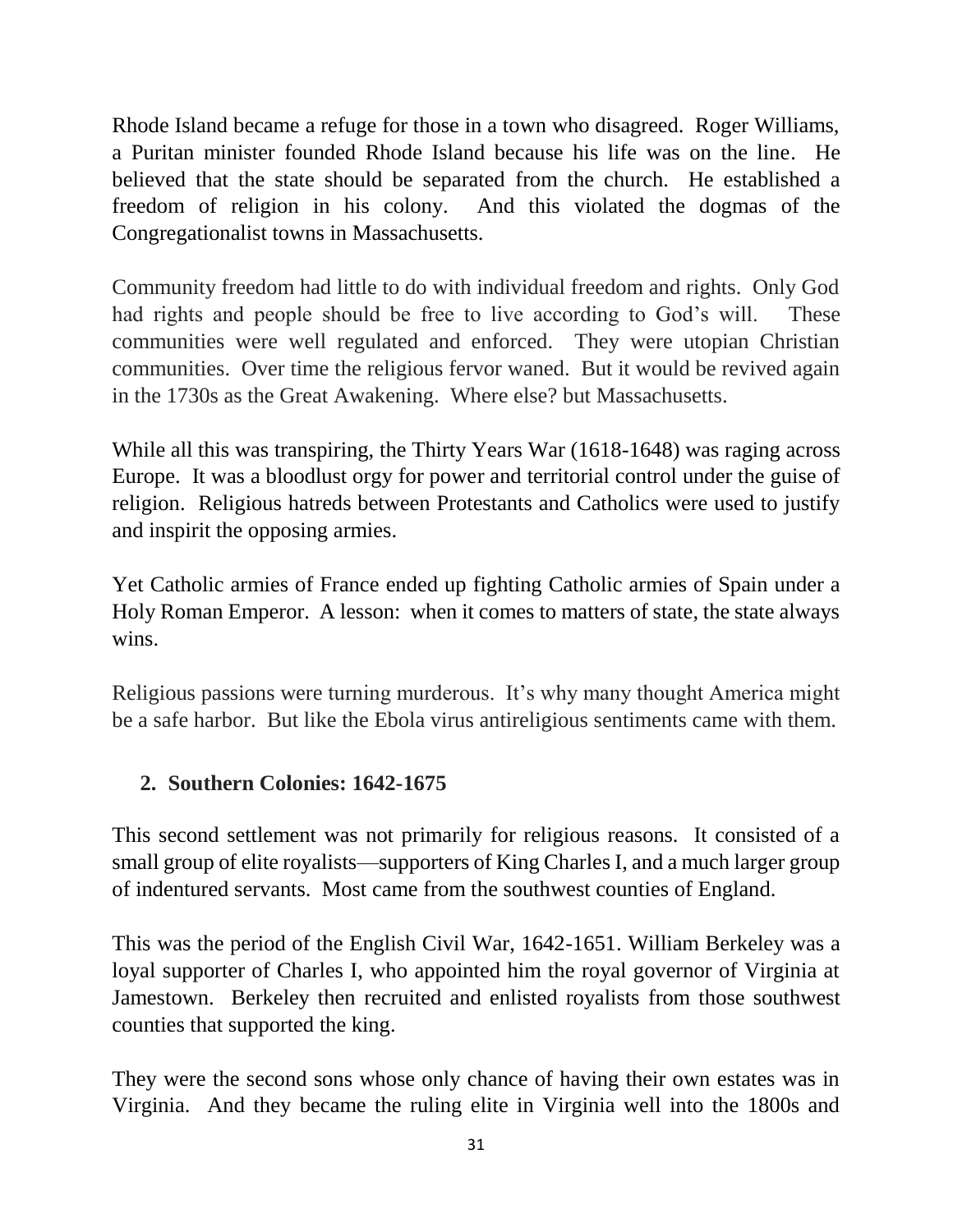Rhode Island became a refuge for those in a town who disagreed. Roger Williams, a Puritan minister founded Rhode Island because his life was on the line. He believed that the state should be separated from the church. He established a freedom of religion in his colony. And this violated the dogmas of the Congregationalist towns in Massachusetts.

Community freedom had little to do with individual freedom and rights. Only God had rights and people should be free to live according to God's will. These communities were well regulated and enforced. They were utopian Christian communities. Over time the religious fervor waned. But it would be revived again in the 1730s as the Great Awakening. Where else? but Massachusetts.

While all this was transpiring, the Thirty Years War (1618-1648) was raging across Europe. It was a bloodlust orgy for power and territorial control under the guise of religion. Religious hatreds between Protestants and Catholics were used to justify and inspirit the opposing armies.

Yet Catholic armies of France ended up fighting Catholic armies of Spain under a Holy Roman Emperor. A lesson: when it comes to matters of state, the state always wins.

Religious passions were turning murderous. It's why many thought America might be a safe harbor. But like the Ebola virus antireligious sentiments came with them.

## 2. Southern Colonies: 1642-1675

This second settlement was not primarily for religious reasons. It consisted of a small group of elite royalists—supporters of King Charles I, and a much larger group of indentured servants. Most came from the southwest counties of England.

This was the period of the English Civil War, 1642-1651. William Berkeley was a loyal supporter of Charles I, who appointed him the royal governor of Virginia at Jamestown. Berkeley then recruited and enlisted royalists from those southwest counties that supported the king.

They were the second sons whose only chance of having their own estates was in Virginia. And they became the ruling elite in Virginia well into the 1800s and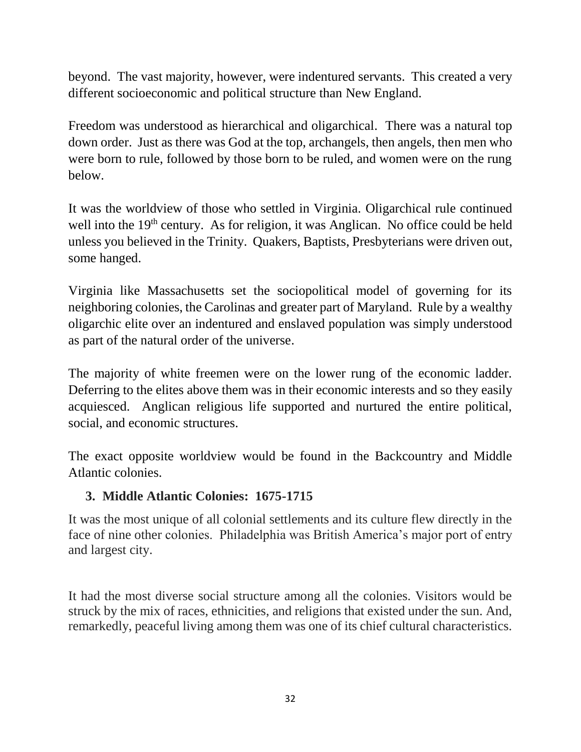beyond. The vast majority, however, were indentured servants. This created a very different socioeconomic and political structure than New England.

Freedom was understood as hierarchical and oligarchical. There was a natural top down order. Just as there was God at the top, archangels, then angels, then men who were born to rule, followed by those born to be ruled, and women were on the rung below.

It was the worldview of those who settled in Virginia. Oligarchical rule continued well into the 19th century. As for religion, it was Anglican. No office could be held unless you believed in the Trinity. Quakers, Baptists, Presbyterians were driven out, some hanged.

Virginia like Massachusetts set the sociopolitical model of governing for its neighboring colonies, the Carolinas and greater part of Maryland. Rule by a wealthy oligarchic elite over an indentured and enslaved population was simply understood as part of the natural order of the universe.

The majority of white freemen were on the lower rung of the economic ladder. Deferring to the elites above them was in their economic interests and so they easily acquiesced. Anglican religious life supported and nurtured the entire political, social, and economic structures.

The exact opposite worldview would be found in the Backcountry and Middle Atlantic colonies.

### 3. Middle Atlantic Colonies: 1675-1715

It was the most unique of all colonial settlements and its culture flew directly in the face of nine other colonies. Philadelphia was British America's major port of entry and largest city.

It had the most diverse social structure among all the colonies. Visitors would be struck by the mix of races, ethnicities, and religions that existed under the sun. And, remarkedly, peaceful living among them was one of its chief cultural characteristics.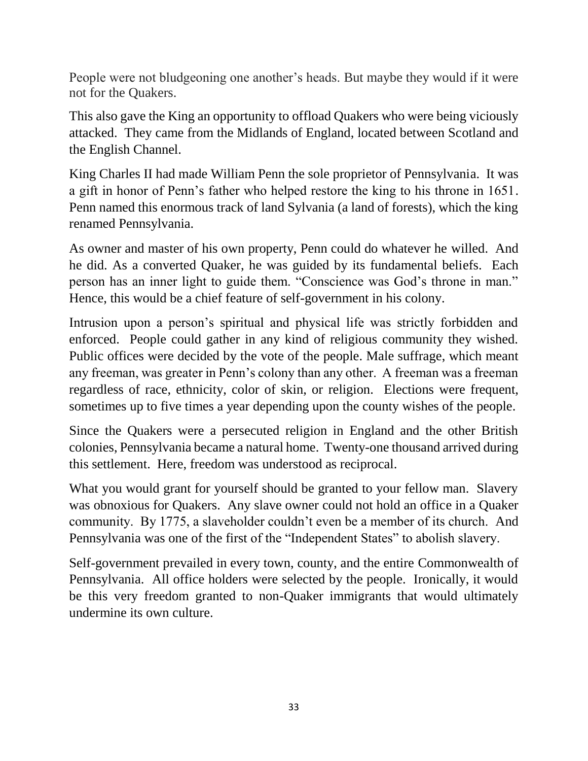People were not bludgeoning one another's heads. But maybe they would if it were not for the Quakers.

This also gave the King an opportunity to offload Quakers who were being viciously attacked. They came from the Midlands of England, located between Scotland and the English Channel.

King Charles II had made William Penn the sole proprietor of Pennsylvania. It was a gift in honor of Penn's father who helped restore the king to his throne in 1651. Penn named this enormous track of land Sylvania (a land of forests), which the king renamed Pennsylvania.

As owner and master of his own property, Penn could do whatever he willed. And he did. As a converted Quaker, he was guided by its fundamental beliefs. Each person has an inner light to guide them. "Conscience was God's throne in man." Hence, this would be a chief feature of self-government in his colony.

Intrusion upon a person's spiritual and physical life was strictly forbidden and enforced. People could gather in any kind of religious community they wished. Public offices were decided by the vote of the people. Male suffrage, which meant any freeman, was greater in Penn's colony than any other. A freeman was a freeman regardless of race, ethnicity, color of skin, or religion. Elections were frequent, sometimes up to five times a year depending upon the county wishes of the people.

Since the Quakers were a persecuted religion in England and the other British colonies, Pennsylvania became a natural home. Twenty-one thousand arrived during this settlement. Here, freedom was understood as reciprocal.

What you would grant for yourself should be granted to your fellow man. Slavery was obnoxious for Quakers. Any slave owner could not hold an office in a Quaker community. By 1775, a slaveholder couldn't even be a member of its church. And Pennsylvania was one of the first of the "Independent States" to abolish slavery.

Self-government prevailed in every town, county, and the entire Commonwealth of Pennsylvania. All office holders were selected by the people. Ironically, it would be this very freedom granted to non-Quaker immigrants that would ultimately undermine its own culture.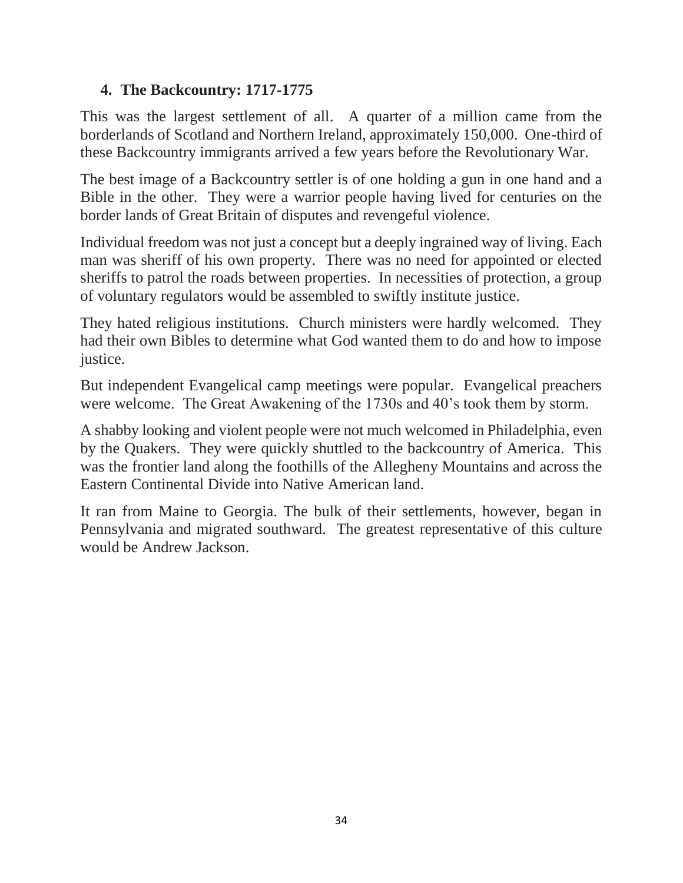### 4. The Backcountry: 1717-1775

This was the largest settlement of all. A quarter of a million came from the borderlands of Scotland and Northern Ireland, approximately 150,000. One-third of these Backcountry immigrants arrived a few years before the Revolutionary War.

The best image of a Backcountry settler is of one holding a gun in one hand and a Bible in the other. They were a warrior people having lived for centuries on the border lands of Great Britain of disputes and revengeful violence.

Individual freedom was not just a concept but a deeply ingrained way of living. Each man was sheriff of his own property. There was no need for appointed or elected sheriffs to patrol the roads between properties. In necessities of protection, a group of voluntary regulators would be assembled to swiftly institute justice.

They hated religious institutions. Church ministers were hardly welcomed. They had their own Bibles to determine what God wanted them to do and how to impose justice.

But independent Evangelical camp meetings were popular. Evangelical preachers were welcome. The Great Awakening of the 1730s and 40's took them by storm.

A shabby looking and violent people were not much welcomed in Philadelphia, even by the Quakers. They were quickly shuttled to the backcountry of America. This was the frontier land along the foothills of the Allegheny Mountains and across the Eastern Continental Divide into Native American land.

It ran from Maine to Georgia. The bulk of their settlements, however, began in Pennsylvania and migrated southward. The greatest representative of this culture would be Andrew Jackson.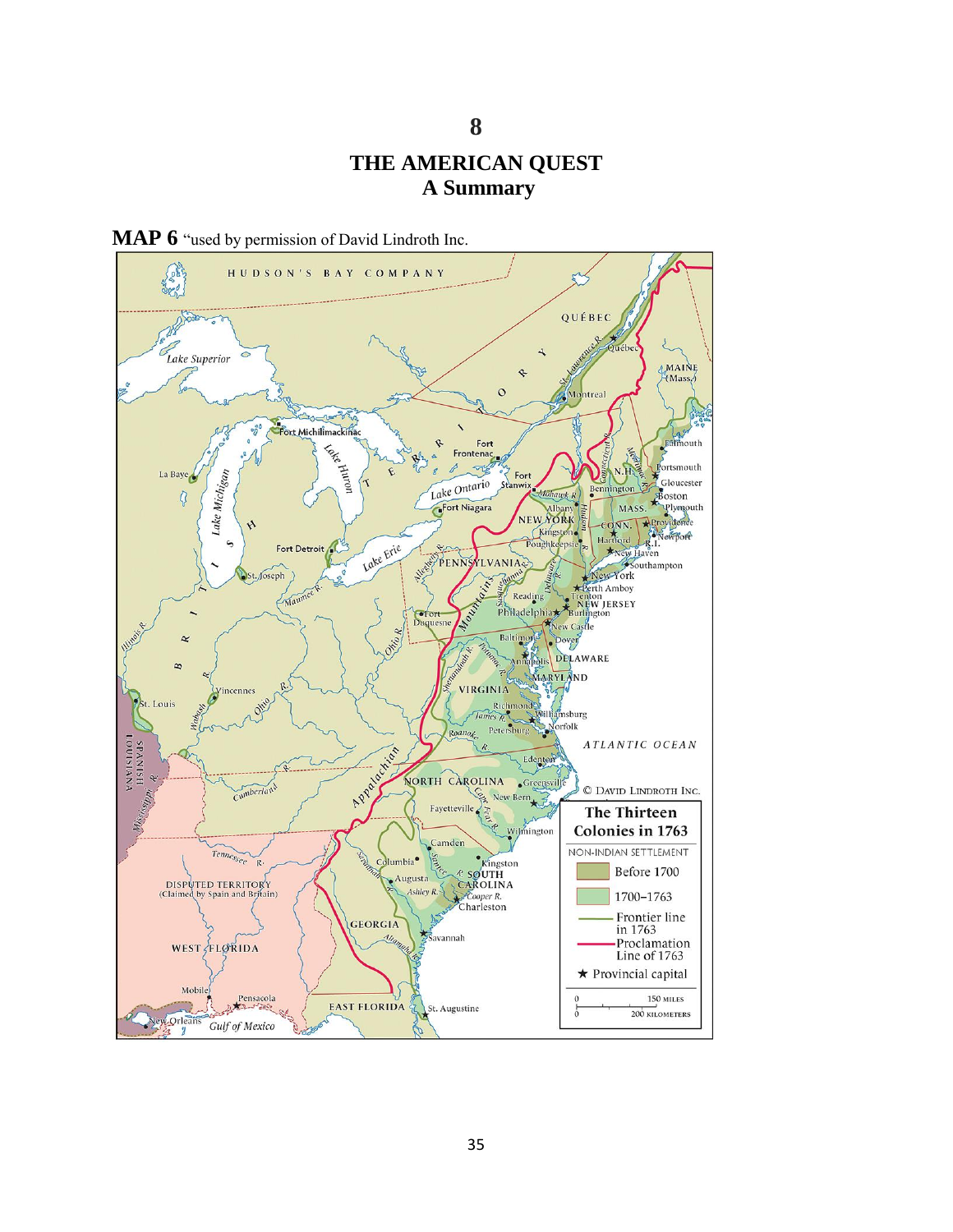# 8

## THE AMERICAN QUEST
## A Summary

**MAP 6** "used by permission of David Lindroth Inc.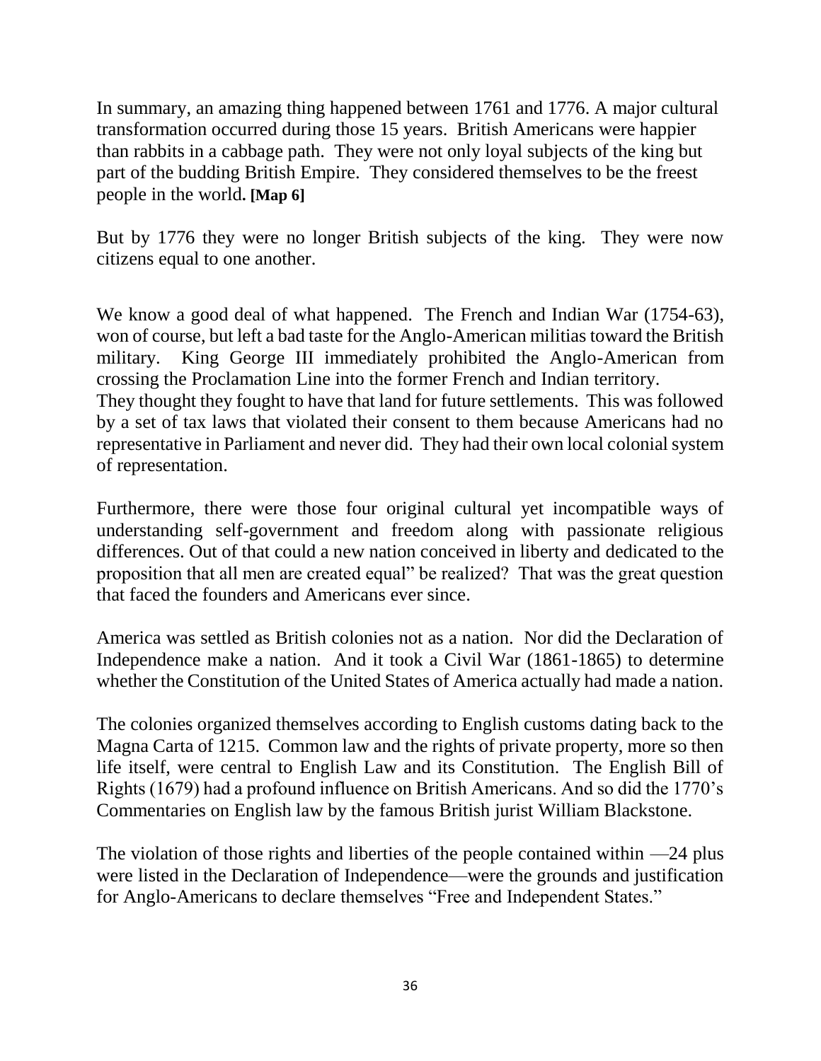In summary, an amazing thing happened between 1761 and 1776. A major cultural transformation occurred during those 15 years. British Americans were happier than rabbits in a cabbage path. They were not only loyal subjects of the king but part of the budding British Empire. They considered themselves to be the freest people in the world. **[Map 6]**

But by 1776 they were no longer British subjects of the king. They were now citizens equal to one another.

We know a good deal of what happened. The French and Indian War (1754-63), won of course, but left a bad taste for the Anglo-American militias toward the British military. King George III immediately prohibited the Anglo-American from crossing the Proclamation Line into the former French and Indian territory. They thought they fought to have that land for future settlements. This was followed by a set of tax laws that violated their consent to them because Americans had no representative in Parliament and never did. They had their own local colonial system of representation.

Furthermore, there were those four original cultural yet incompatible ways of understanding self-government and freedom along with passionate religious differences. Out of that could a new nation conceived in liberty and dedicated to the proposition that all men are created equal" be realized? That was the great question that faced the founders and Americans ever since.

America was settled as British colonies not as a nation. Nor did the Declaration of Independence make a nation. And it took a Civil War (1861-1865) to determine whether the Constitution of the United States of America actually had made a nation.

The colonies organized themselves according to English customs dating back to the Magna Carta of 1215. Common law and the rights of private property, more so then life itself, were central to English Law and its Constitution. The English Bill of Rights (1679) had a profound influence on British Americans. And so did the 1770's Commentaries on English law by the famous British jurist William Blackstone.

The violation of those rights and liberties of the people contained within —24 plus were listed in the Declaration of Independence—were the grounds and justification for Anglo-Americans to declare themselves "Free and Independent States."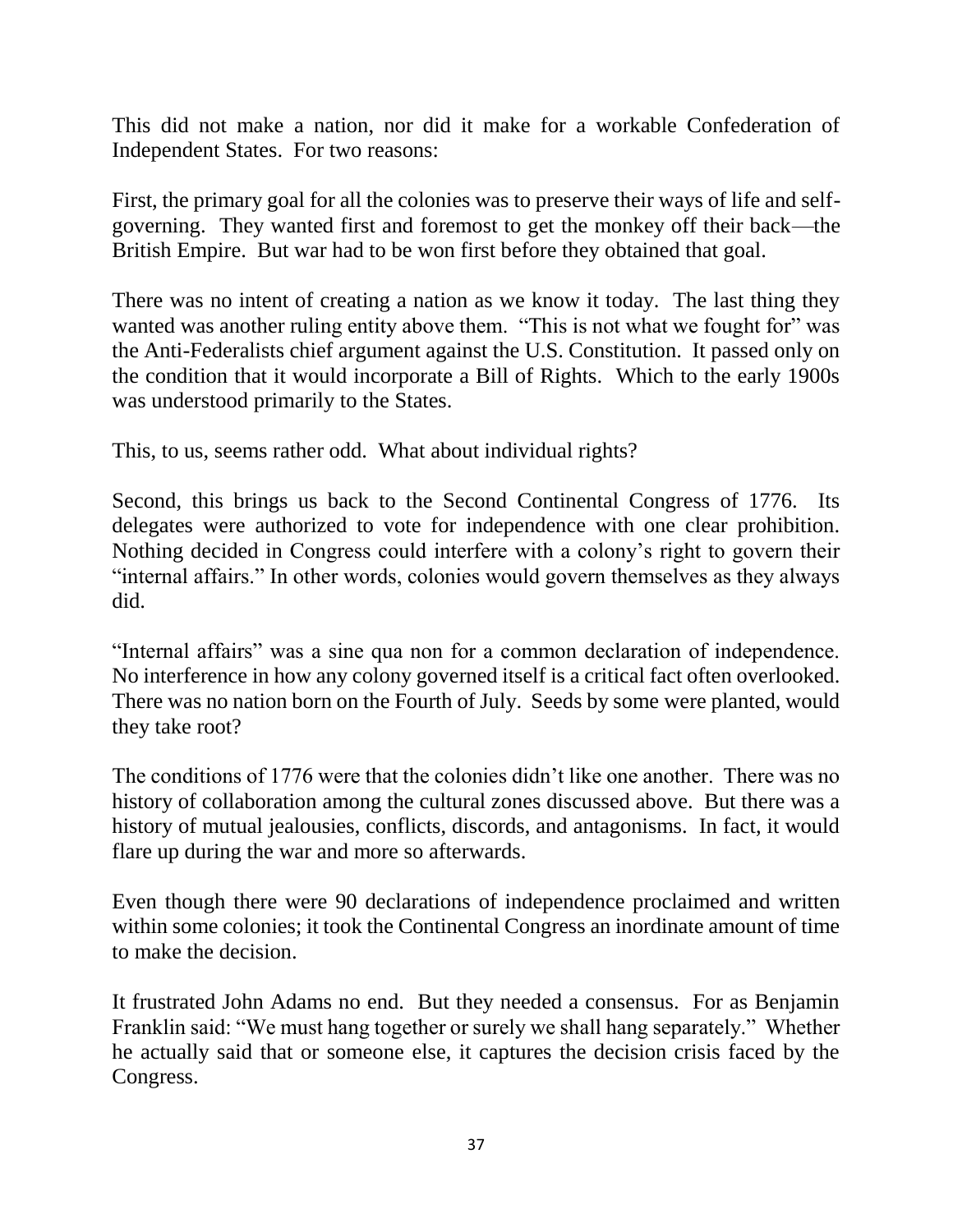This did not make a nation, nor did it make for a workable Confederation of Independent States. For two reasons:

First, the primary goal for all the colonies was to preserve their ways of life and self-governing. They wanted first and foremost to get the monkey off their back—the British Empire. But war had to be won first before they obtained that goal.

There was no intent of creating a nation as we know it today. The last thing they wanted was another ruling entity above them. "This is not what we fought for" was the Anti-Federalists chief argument against the U.S. Constitution. It passed only on the condition that it would incorporate a Bill of Rights. Which to the early 1900s was understood primarily to the States.

This, to us, seems rather odd. What about individual rights?

Second, this brings us back to the Second Continental Congress of 1776. Its delegates were authorized to vote for independence with one clear prohibition. Nothing decided in Congress could interfere with a colony's right to govern their "internal affairs." In other words, colonies would govern themselves as they always did.

"Internal affairs" was a sine qua non for a common declaration of independence. No interference in how any colony governed itself is a critical fact often overlooked. There was no nation born on the Fourth of July. Seeds by some were planted, would they take root?

The conditions of 1776 were that the colonies didn't like one another. There was no history of collaboration among the cultural zones discussed above. But there was a history of mutual jealousies, conflicts, discords, and antagonisms. In fact, it would flare up during the war and more so afterwards.

Even though there were 90 declarations of independence proclaimed and written within some colonies; it took the Continental Congress an inordinate amount of time to make the decision.

It frustrated John Adams no end. But they needed a consensus. For as Benjamin Franklin said: "We must hang together or surely we shall hang separately." Whether he actually said that or someone else, it captures the decision crisis faced by the Congress.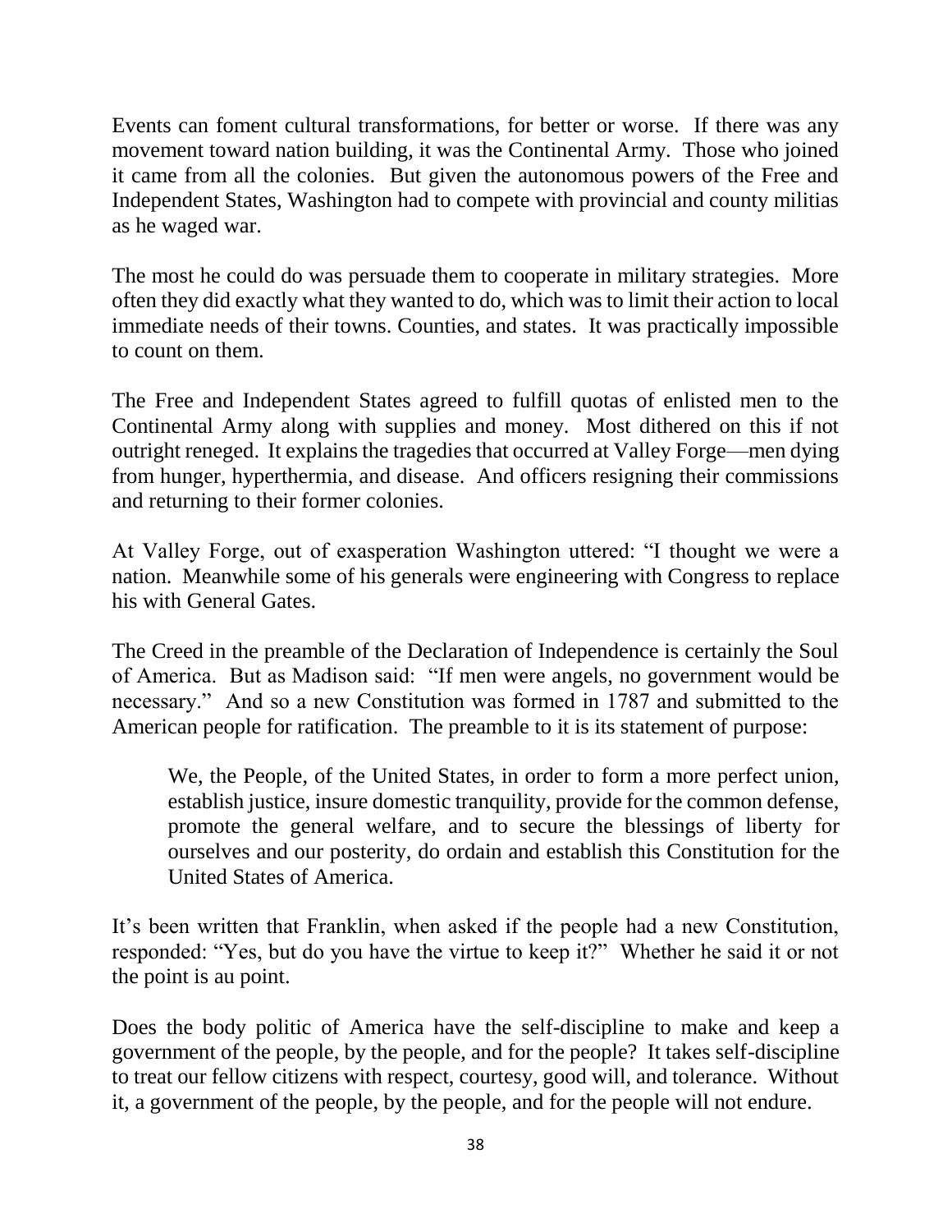Events can foment cultural transformations, for better or worse. If there was any movement toward nation building, it was the Continental Army. Those who joined it came from all the colonies. But given the autonomous powers of the Free and Independent States, Washington had to compete with provincial and county militias as he waged war.

The most he could do was persuade them to cooperate in military strategies. More often they did exactly what they wanted to do, which was to limit their action to local immediate needs of their towns. Counties, and states. It was practically impossible to count on them.

The Free and Independent States agreed to fulfill quotas of enlisted men to the Continental Army along with supplies and money. Most dithered on this if not outright reneged. It explains the tragedies that occurred at Valley Forge—men dying from hunger, hyperthermia, and disease. And officers resigning their commissions and returning to their former colonies.

At Valley Forge, out of exasperation Washington uttered: "I thought we were a nation. Meanwhile some of his generals were engineering with Congress to replace his with General Gates.

The Creed in the preamble of the Declaration of Independence is certainly the Soul of America. But as Madison said: "If men were angels, no government would be necessary." And so a new Constitution was formed in 1787 and submitted to the American people for ratification. The preamble to it is its statement of purpose:

> We, the People, of the United States, in order to form a more perfect union, establish justice, insure domestic tranquility, provide for the common defense, promote the general welfare, and to secure the blessings of liberty for ourselves and our posterity, do ordain and establish this Constitution for the United States of America.

It's been written that Franklin, when asked if the people had a new Constitution, responded: "Yes, but do you have the virtue to keep it?" Whether he said it or not the point is au point.

Does the body politic of America have the self-discipline to make and keep a government of the people, by the people, and for the people? It takes self-discipline to treat our fellow citizens with respect, courtesy, good will, and tolerance. Without it, a government of the people, by the people, and for the people will not endure.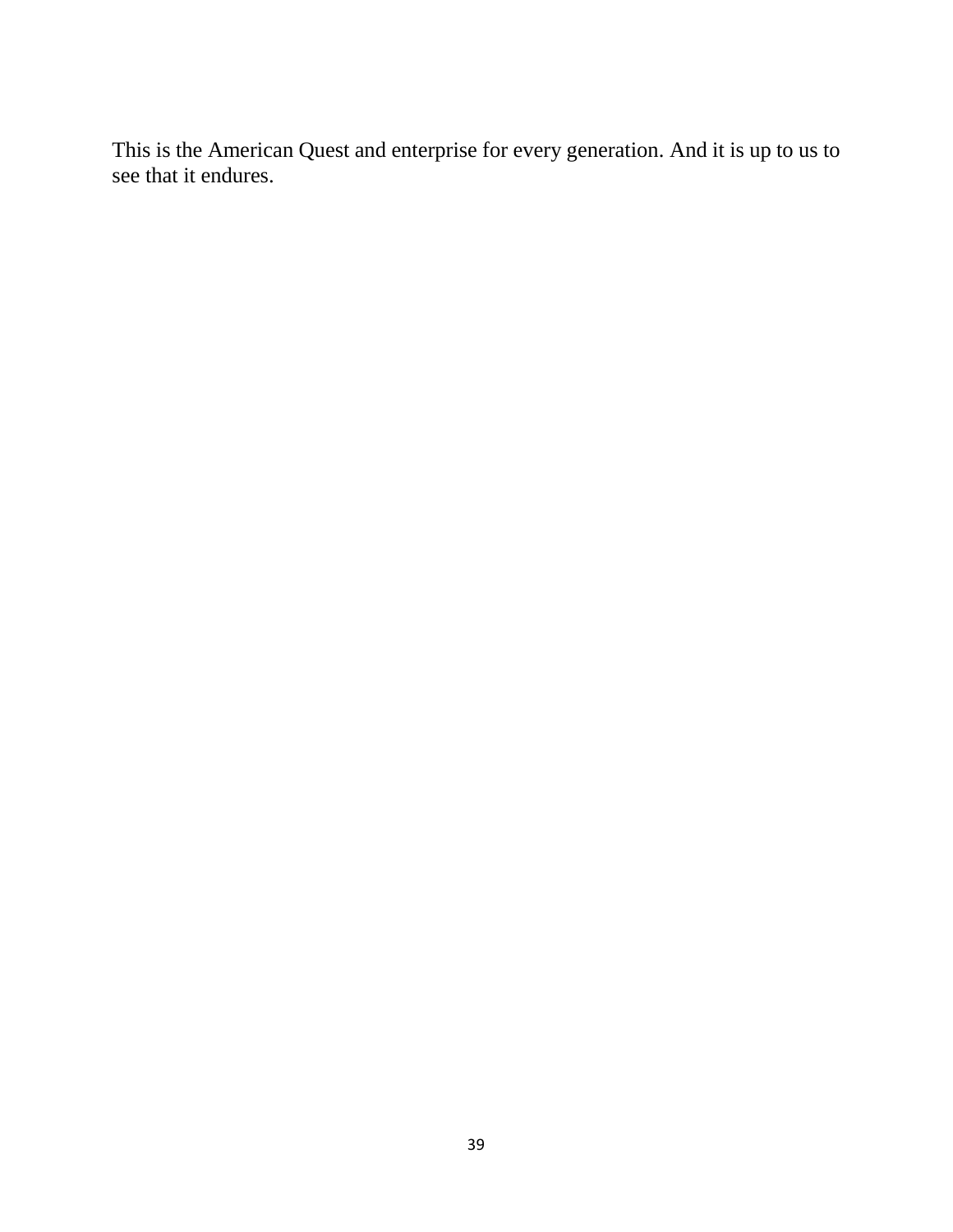This is the American Quest and enterprise for every generation. And it is up to us to see that it endures.